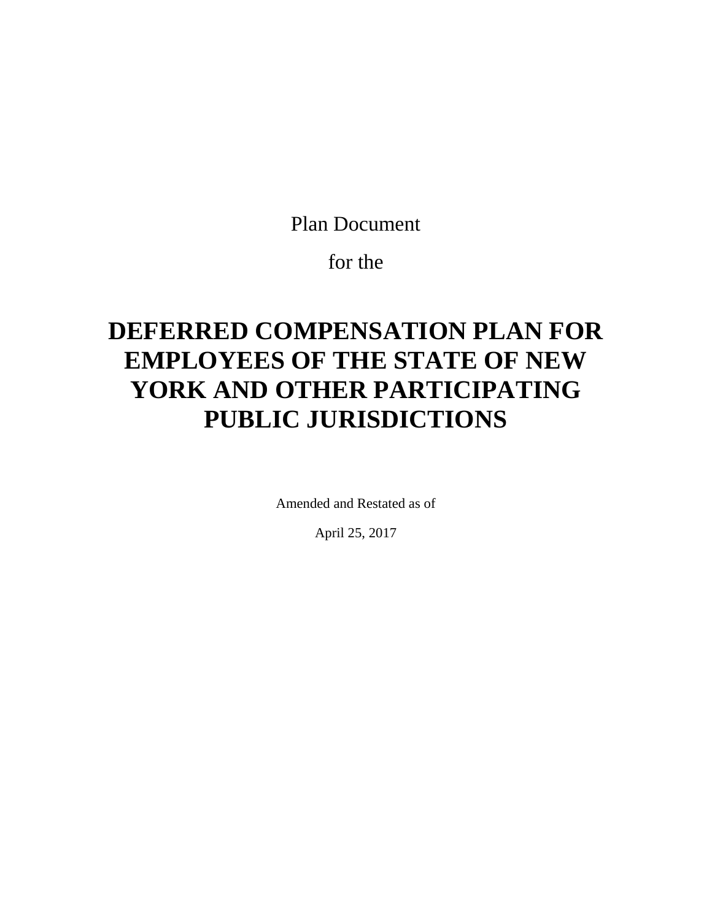Plan Document

for the

# DEFERRED COMPENSATION PLAN FOR EMPLOYEES OF THE STATE OF NEW YORK AND OTHER PARTICIPATING PUBLIC JURISDICTIONS

Amended and Restated as of

April 25, 2017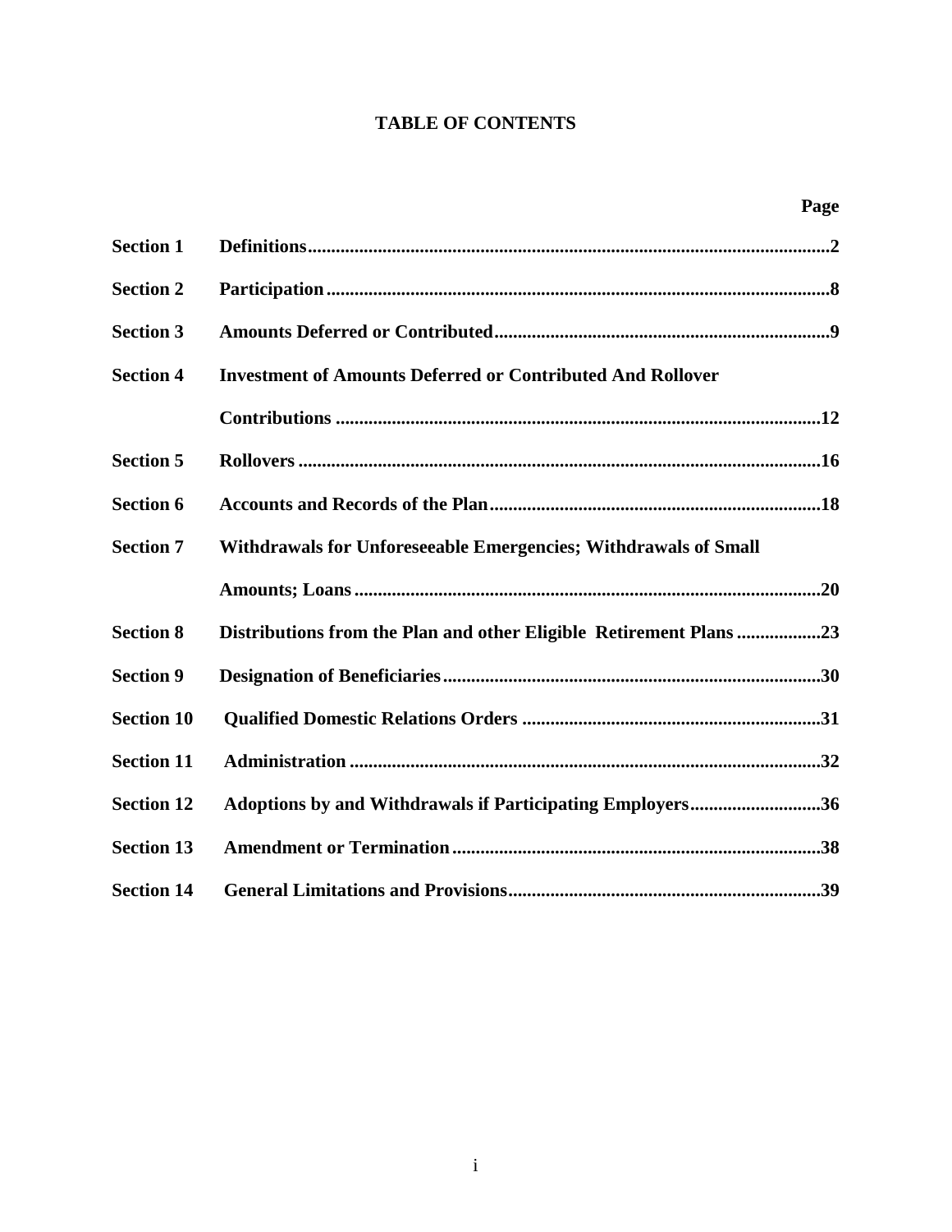# TABLE OF CONTENTS

| | | Page |
|---|---|---|
| **Section 1** | **Definitions** | **2** |
| **Section 2** | **Participation** | **8** |
| **Section 3** | **Amounts Deferred or Contributed** | **9** |
| **Section 4** | **Investment of Amounts Deferred or Contributed And Rollover Contributions** | **12** |
| **Section 5** | **Rollovers** | **16** |
| **Section 6** | **Accounts and Records of the Plan** | **18** |
| **Section 7** | **Withdrawals for Unforeseeable Emergencies; Withdrawals of Small Amounts; Loans** | **20** |
| **Section 8** | **Distributions from the Plan and other Eligible Retirement Plans** | **23** |
| **Section 9** | **Designation of Beneficiaries** | **30** |
| **Section 10** | **Qualified Domestic Relations Orders** | **31** |
| **Section 11** | **Administration** | **32** |
| **Section 12** | **Adoptions by and Withdrawals if Participating Employers** | **36** |
| **Section 13** | **Amendment or Termination** | **38** |
| **Section 14** | **General Limitations and Provisions** | **39** |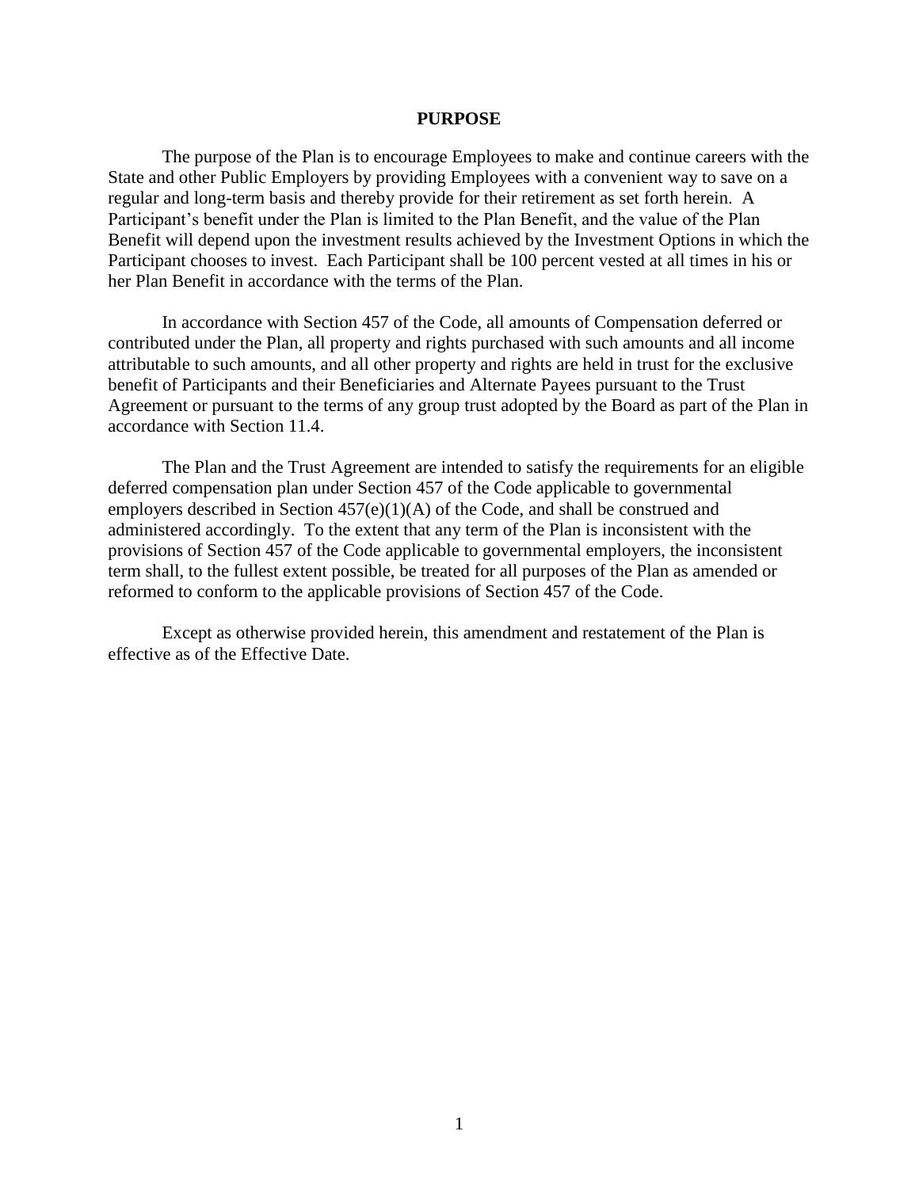# PURPOSE

The purpose of the Plan is to encourage Employees to make and continue careers with the State and other Public Employers by providing Employees with a convenient way to save on a regular and long-term basis and thereby provide for their retirement as set forth herein. A Participant's benefit under the Plan is limited to the Plan Benefit, and the value of the Plan Benefit will depend upon the investment results achieved by the Investment Options in which the Participant chooses to invest. Each Participant shall be 100 percent vested at all times in his or her Plan Benefit in accordance with the terms of the Plan.

In accordance with Section 457 of the Code, all amounts of Compensation deferred or contributed under the Plan, all property and rights purchased with such amounts and all income attributable to such amounts, and all other property and rights are held in trust for the exclusive benefit of Participants and their Beneficiaries and Alternate Payees pursuant to the Trust Agreement or pursuant to the terms of any group trust adopted by the Board as part of the Plan in accordance with Section 11.4.

The Plan and the Trust Agreement are intended to satisfy the requirements for an eligible deferred compensation plan under Section 457 of the Code applicable to governmental employers described in Section 457(e)(1)(A) of the Code, and shall be construed and administered accordingly. To the extent that any term of the Plan is inconsistent with the provisions of Section 457 of the Code applicable to governmental employers, the inconsistent term shall, to the fullest extent possible, be treated for all purposes of the Plan as amended or reformed to conform to the applicable provisions of Section 457 of the Code.

Except as otherwise provided herein, this amendment and restatement of the Plan is effective as of the Effective Date.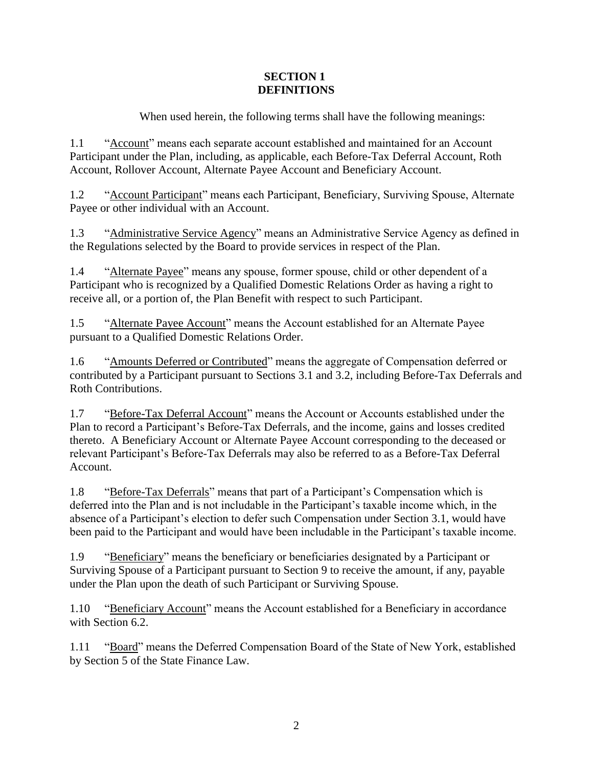# SECTION 1
# DEFINITIONS

When used herein, the following terms shall have the following meanings:

1.1 "Account" means each separate account established and maintained for an Account Participant under the Plan, including, as applicable, each Before-Tax Deferral Account, Roth Account, Rollover Account, Alternate Payee Account and Beneficiary Account.

1.2 "Account Participant" means each Participant, Beneficiary, Surviving Spouse, Alternate Payee or other individual with an Account.

1.3 "Administrative Service Agency" means an Administrative Service Agency as defined in the Regulations selected by the Board to provide services in respect of the Plan.

1.4 "Alternate Payee" means any spouse, former spouse, child or other dependent of a Participant who is recognized by a Qualified Domestic Relations Order as having a right to receive all, or a portion of, the Plan Benefit with respect to such Participant.

1.5 "Alternate Payee Account" means the Account established for an Alternate Payee pursuant to a Qualified Domestic Relations Order.

1.6 "Amounts Deferred or Contributed" means the aggregate of Compensation deferred or contributed by a Participant pursuant to Sections 3.1 and 3.2, including Before-Tax Deferrals and Roth Contributions.

1.7 "Before-Tax Deferral Account" means the Account or Accounts established under the Plan to record a Participant's Before-Tax Deferrals, and the income, gains and losses credited thereto. A Beneficiary Account or Alternate Payee Account corresponding to the deceased or relevant Participant's Before-Tax Deferrals may also be referred to as a Before-Tax Deferral Account.

1.8 "Before-Tax Deferrals" means that part of a Participant's Compensation which is deferred into the Plan and is not includable in the Participant's taxable income which, in the absence of a Participant's election to defer such Compensation under Section 3.1, would have been paid to the Participant and would have been includable in the Participant's taxable income.

1.9 "Beneficiary" means the beneficiary or beneficiaries designated by a Participant or Surviving Spouse of a Participant pursuant to Section 9 to receive the amount, if any, payable under the Plan upon the death of such Participant or Surviving Spouse.

1.10 "Beneficiary Account" means the Account established for a Beneficiary in accordance with Section 6.2.

1.11 "Board" means the Deferred Compensation Board of the State of New York, established by Section 5 of the State Finance Law.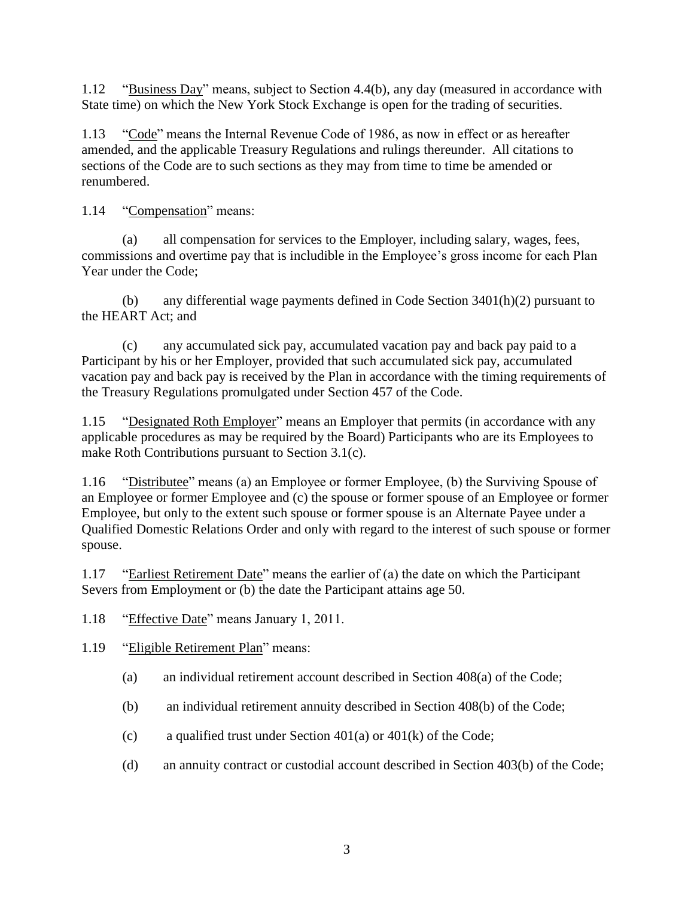1.12 "Business Day" means, subject to Section 4.4(b), any day (measured in accordance with State time) on which the New York Stock Exchange is open for the trading of securities.

1.13 "Code" means the Internal Revenue Code of 1986, as now in effect or as hereafter amended, and the applicable Treasury Regulations and rulings thereunder. All citations to sections of the Code are to such sections as they may from time to time be amended or renumbered.

1.14 "Compensation" means:

(a) all compensation for services to the Employer, including salary, wages, fees, commissions and overtime pay that is includible in the Employee's gross income for each Plan Year under the Code;

(b) any differential wage payments defined in Code Section 3401(h)(2) pursuant to the HEART Act; and

(c) any accumulated sick pay, accumulated vacation pay and back pay paid to a Participant by his or her Employer, provided that such accumulated sick pay, accumulated vacation pay and back pay is received by the Plan in accordance with the timing requirements of the Treasury Regulations promulgated under Section 457 of the Code.

1.15 "Designated Roth Employer" means an Employer that permits (in accordance with any applicable procedures as may be required by the Board) Participants who are its Employees to make Roth Contributions pursuant to Section 3.1(c).

1.16 "Distributee" means (a) an Employee or former Employee, (b) the Surviving Spouse of an Employee or former Employee and (c) the spouse or former spouse of an Employee or former Employee, but only to the extent such spouse or former spouse is an Alternate Payee under a Qualified Domestic Relations Order and only with regard to the interest of such spouse or former spouse.

1.17 "Earliest Retirement Date" means the earlier of (a) the date on which the Participant Severs from Employment or (b) the date the Participant attains age 50.

1.18 "Effective Date" means January 1, 2011.

1.19 "Eligible Retirement Plan" means:

(a) an individual retirement account described in Section 408(a) of the Code;

(b) an individual retirement annuity described in Section 408(b) of the Code;

(c) a qualified trust under Section 401(a) or 401(k) of the Code;

(d) an annuity contract or custodial account described in Section 403(b) of the Code;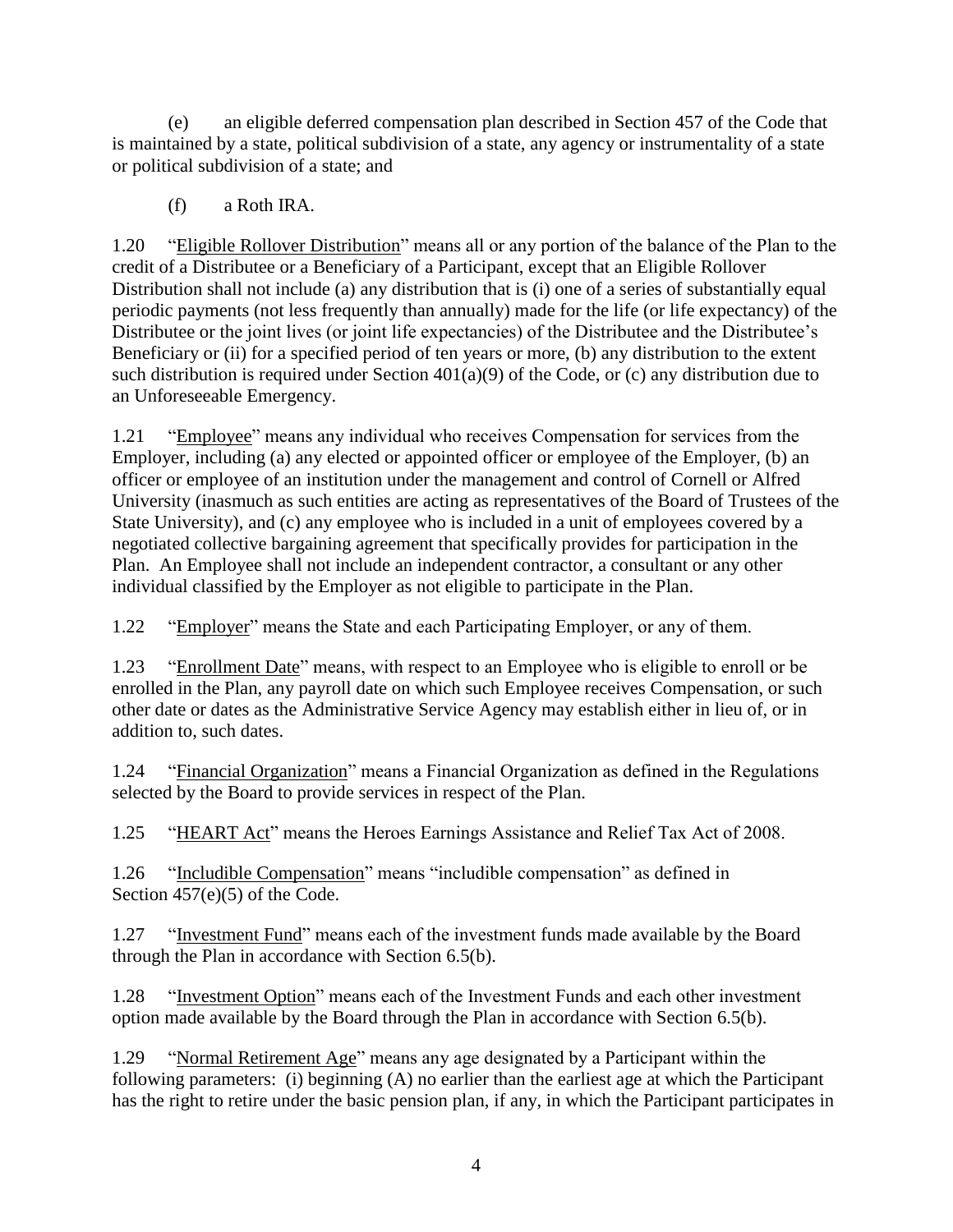(e) an eligible deferred compensation plan described in Section 457 of the Code that is maintained by a state, political subdivision of a state, any agency or instrumentality of a state or political subdivision of a state; and

(f) a Roth IRA.

1.20 "Eligible Rollover Distribution" means all or any portion of the balance of the Plan to the credit of a Distributee or a Beneficiary of a Participant, except that an Eligible Rollover Distribution shall not include (a) any distribution that is (i) one of a series of substantially equal periodic payments (not less frequently than annually) made for the life (or life expectancy) of the Distributee or the joint lives (or joint life expectancies) of the Distributee and the Distributee's Beneficiary or (ii) for a specified period of ten years or more, (b) any distribution to the extent such distribution is required under Section 401(a)(9) of the Code, or (c) any distribution due to an Unforeseeable Emergency.

1.21 "Employee" means any individual who receives Compensation for services from the Employer, including (a) any elected or appointed officer or employee of the Employer, (b) an officer or employee of an institution under the management and control of Cornell or Alfred University (inasmuch as such entities are acting as representatives of the Board of Trustees of the State University), and (c) any employee who is included in a unit of employees covered by a negotiated collective bargaining agreement that specifically provides for participation in the Plan. An Employee shall not include an independent contractor, a consultant or any other individual classified by the Employer as not eligible to participate in the Plan.

1.22 "Employer" means the State and each Participating Employer, or any of them.

1.23 "Enrollment Date" means, with respect to an Employee who is eligible to enroll or be enrolled in the Plan, any payroll date on which such Employee receives Compensation, or such other date or dates as the Administrative Service Agency may establish either in lieu of, or in addition to, such dates.

1.24 "Financial Organization" means a Financial Organization as defined in the Regulations selected by the Board to provide services in respect of the Plan.

1.25 "HEART Act" means the Heroes Earnings Assistance and Relief Tax Act of 2008.

1.26 "Includible Compensation" means "includible compensation" as defined in Section 457(e)(5) of the Code.

1.27 "Investment Fund" means each of the investment funds made available by the Board through the Plan in accordance with Section 6.5(b).

1.28 "Investment Option" means each of the Investment Funds and each other investment option made available by the Board through the Plan in accordance with Section 6.5(b).

1.29 "Normal Retirement Age" means any age designated by a Participant within the following parameters: (i) beginning (A) no earlier than the earliest age at which the Participant has the right to retire under the basic pension plan, if any, in which the Participant participates in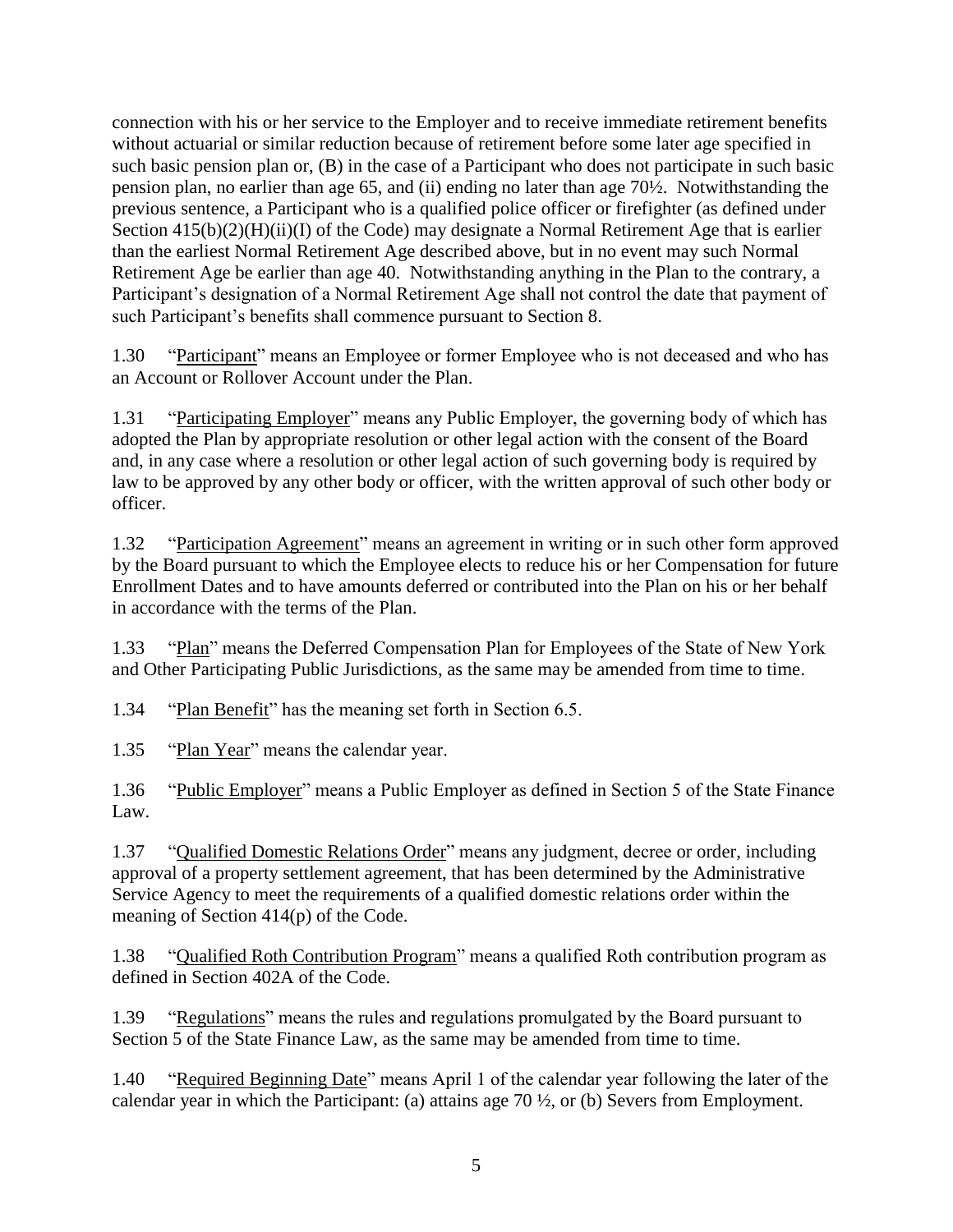connection with his or her service to the Employer and to receive immediate retirement benefits without actuarial or similar reduction because of retirement before some later age specified in such basic pension plan or, (B) in the case of a Participant who does not participate in such basic pension plan, no earlier than age 65, and (ii) ending no later than age 70½. Notwithstanding the previous sentence, a Participant who is a qualified police officer or firefighter (as defined under Section 415(b)(2)(H)(ii)(I) of the Code) may designate a Normal Retirement Age that is earlier than the earliest Normal Retirement Age described above, but in no event may such Normal Retirement Age be earlier than age 40. Notwithstanding anything in the Plan to the contrary, a Participant's designation of a Normal Retirement Age shall not control the date that payment of such Participant's benefits shall commence pursuant to Section 8.

1.30 "Participant" means an Employee or former Employee who is not deceased and who has an Account or Rollover Account under the Plan.

1.31 "Participating Employer" means any Public Employer, the governing body of which has adopted the Plan by appropriate resolution or other legal action with the consent of the Board and, in any case where a resolution or other legal action of such governing body is required by law to be approved by any other body or officer, with the written approval of such other body or officer.

1.32 "Participation Agreement" means an agreement in writing or in such other form approved by the Board pursuant to which the Employee elects to reduce his or her Compensation for future Enrollment Dates and to have amounts deferred or contributed into the Plan on his or her behalf in accordance with the terms of the Plan.

1.33 "Plan" means the Deferred Compensation Plan for Employees of the State of New York and Other Participating Public Jurisdictions, as the same may be amended from time to time.

1.34 "Plan Benefit" has the meaning set forth in Section 6.5.

1.35 "Plan Year" means the calendar year.

1.36 "Public Employer" means a Public Employer as defined in Section 5 of the State Finance Law.

1.37 "Qualified Domestic Relations Order" means any judgment, decree or order, including approval of a property settlement agreement, that has been determined by the Administrative Service Agency to meet the requirements of a qualified domestic relations order within the meaning of Section 414(p) of the Code.

1.38 "Qualified Roth Contribution Program" means a qualified Roth contribution program as defined in Section 402A of the Code.

1.39 "Regulations" means the rules and regulations promulgated by the Board pursuant to Section 5 of the State Finance Law, as the same may be amended from time to time.

1.40 "Required Beginning Date" means April 1 of the calendar year following the later of the calendar year in which the Participant: (a) attains age 70 ½, or (b) Severs from Employment.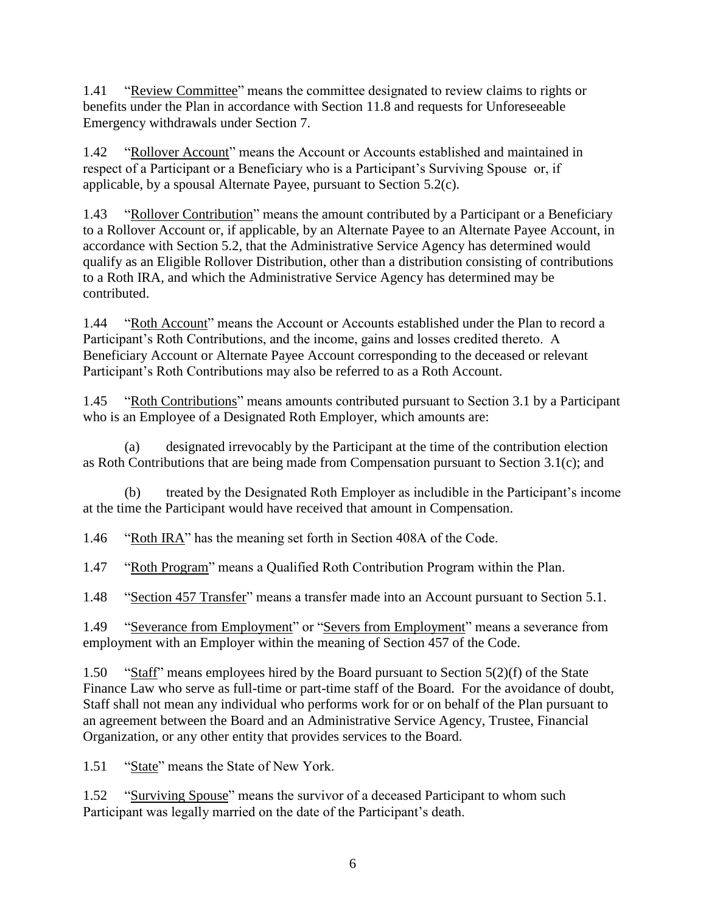1.41 "Review Committee" means the committee designated to review claims to rights or benefits under the Plan in accordance with Section 11.8 and requests for Unforeseeable Emergency withdrawals under Section 7.

1.42 "Rollover Account" means the Account or Accounts established and maintained in respect of a Participant or a Beneficiary who is a Participant's Surviving Spouse or, if applicable, by a spousal Alternate Payee, pursuant to Section 5.2(c).

1.43 "Rollover Contribution" means the amount contributed by a Participant or a Beneficiary to a Rollover Account or, if applicable, by an Alternate Payee to an Alternate Payee Account, in accordance with Section 5.2, that the Administrative Service Agency has determined would qualify as an Eligible Rollover Distribution, other than a distribution consisting of contributions to a Roth IRA, and which the Administrative Service Agency has determined may be contributed.

1.44 "Roth Account" means the Account or Accounts established under the Plan to record a Participant's Roth Contributions, and the income, gains and losses credited thereto. A Beneficiary Account or Alternate Payee Account corresponding to the deceased or relevant Participant's Roth Contributions may also be referred to as a Roth Account.

1.45 "Roth Contributions" means amounts contributed pursuant to Section 3.1 by a Participant who is an Employee of a Designated Roth Employer, which amounts are:

(a) designated irrevocably by the Participant at the time of the contribution election as Roth Contributions that are being made from Compensation pursuant to Section 3.1(c); and

(b) treated by the Designated Roth Employer as includible in the Participant's income at the time the Participant would have received that amount in Compensation.

1.46 "Roth IRA" has the meaning set forth in Section 408A of the Code.

1.47 "Roth Program" means a Qualified Roth Contribution Program within the Plan.

1.48 "Section 457 Transfer" means a transfer made into an Account pursuant to Section 5.1.

1.49 "Severance from Employment" or "Severs from Employment" means a severance from employment with an Employer within the meaning of Section 457 of the Code.

1.50 "Staff" means employees hired by the Board pursuant to Section 5(2)(f) of the State Finance Law who serve as full-time or part-time staff of the Board. For the avoidance of doubt, Staff shall not mean any individual who performs work for or on behalf of the Plan pursuant to an agreement between the Board and an Administrative Service Agency, Trustee, Financial Organization, or any other entity that provides services to the Board.

1.51 "State" means the State of New York.

1.52 "Surviving Spouse" means the survivor of a deceased Participant to whom such Participant was legally married on the date of the Participant's death.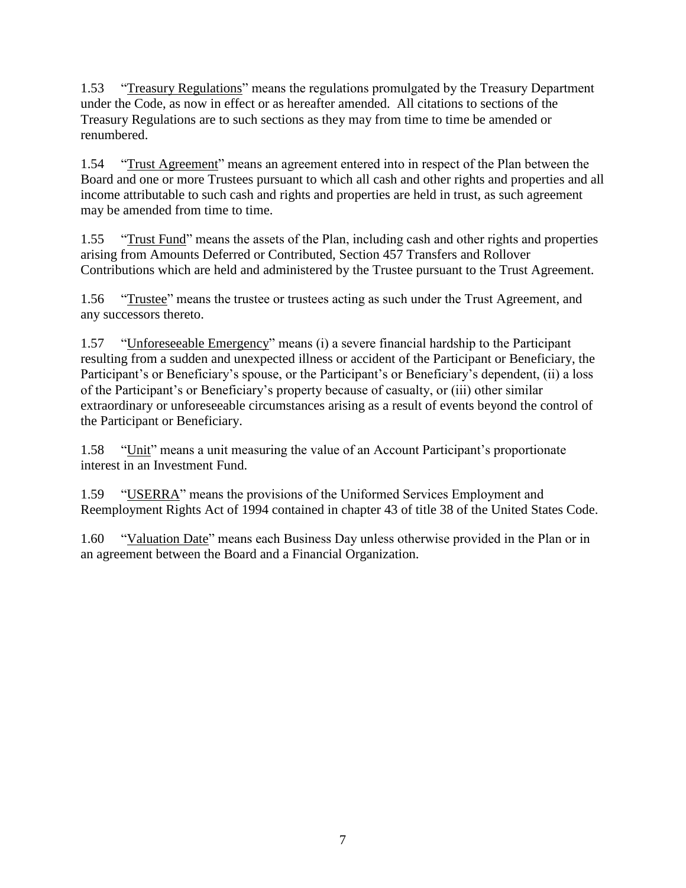1.53 "<u>Treasury Regulations</u>" means the regulations promulgated by the Treasury Department under the Code, as now in effect or as hereafter amended. All citations to sections of the Treasury Regulations are to such sections as they may from time to time be amended or renumbered.

1.54 "<u>Trust Agreement</u>" means an agreement entered into in respect of the Plan between the Board and one or more Trustees pursuant to which all cash and other rights and properties and all income attributable to such cash and rights and properties are held in trust, as such agreement may be amended from time to time.

1.55 "<u>Trust Fund</u>" means the assets of the Plan, including cash and other rights and properties arising from Amounts Deferred or Contributed, Section 457 Transfers and Rollover Contributions which are held and administered by the Trustee pursuant to the Trust Agreement.

1.56 "<u>Trustee</u>" means the trustee or trustees acting as such under the Trust Agreement, and any successors thereto.

1.57 "<u>Unforeseeable Emergency</u>" means (i) a severe financial hardship to the Participant resulting from a sudden and unexpected illness or accident of the Participant or Beneficiary, the Participant's or Beneficiary's spouse, or the Participant's or Beneficiary's dependent, (ii) a loss of the Participant's or Beneficiary's property because of casualty, or (iii) other similar extraordinary or unforeseeable circumstances arising as a result of events beyond the control of the Participant or Beneficiary.

1.58 "<u>Unit</u>" means a unit measuring the value of an Account Participant's proportionate interest in an Investment Fund.

1.59 "<u>USERRA</u>" means the provisions of the Uniformed Services Employment and Reemployment Rights Act of 1994 contained in chapter 43 of title 38 of the United States Code.

1.60 "<u>Valuation Date</u>" means each Business Day unless otherwise provided in the Plan or in an agreement between the Board and a Financial Organization.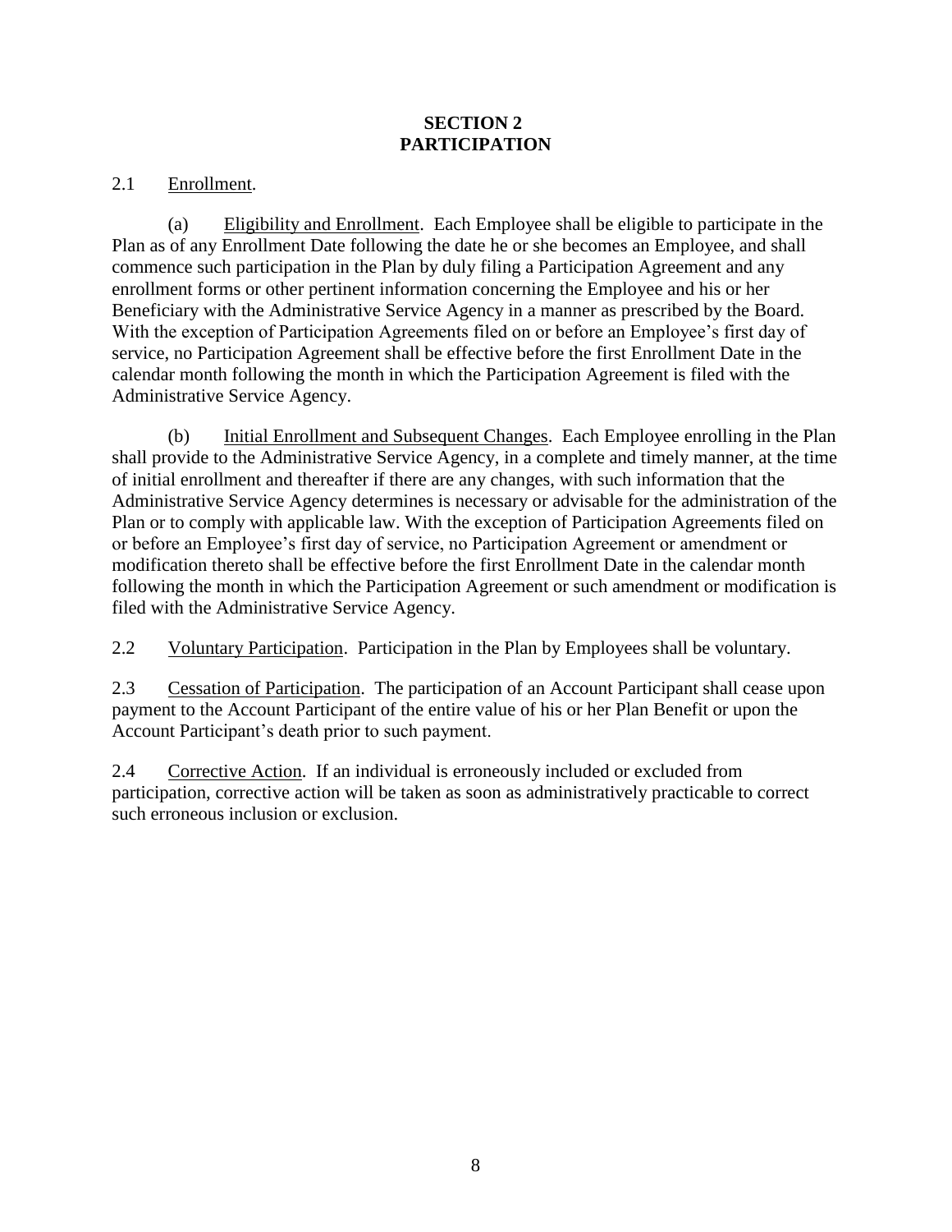# SECTION 2
# PARTICIPATION

2.1 Enrollment.

(a) Eligibility and Enrollment. Each Employee shall be eligible to participate in the Plan as of any Enrollment Date following the date he or she becomes an Employee, and shall commence such participation in the Plan by duly filing a Participation Agreement and any enrollment forms or other pertinent information concerning the Employee and his or her Beneficiary with the Administrative Service Agency in a manner as prescribed by the Board. With the exception of Participation Agreements filed on or before an Employee's first day of service, no Participation Agreement shall be effective before the first Enrollment Date in the calendar month following the month in which the Participation Agreement is filed with the Administrative Service Agency.

(b) Initial Enrollment and Subsequent Changes. Each Employee enrolling in the Plan shall provide to the Administrative Service Agency, in a complete and timely manner, at the time of initial enrollment and thereafter if there are any changes, with such information that the Administrative Service Agency determines is necessary or advisable for the administration of the Plan or to comply with applicable law. With the exception of Participation Agreements filed on or before an Employee's first day of service, no Participation Agreement or amendment or modification thereto shall be effective before the first Enrollment Date in the calendar month following the month in which the Participation Agreement or such amendment or modification is filed with the Administrative Service Agency.

2.2 Voluntary Participation. Participation in the Plan by Employees shall be voluntary.

2.3 Cessation of Participation. The participation of an Account Participant shall cease upon payment to the Account Participant of the entire value of his or her Plan Benefit or upon the Account Participant's death prior to such payment.

2.4 Corrective Action. If an individual is erroneously included or excluded from participation, corrective action will be taken as soon as administratively practicable to correct such erroneous inclusion or exclusion.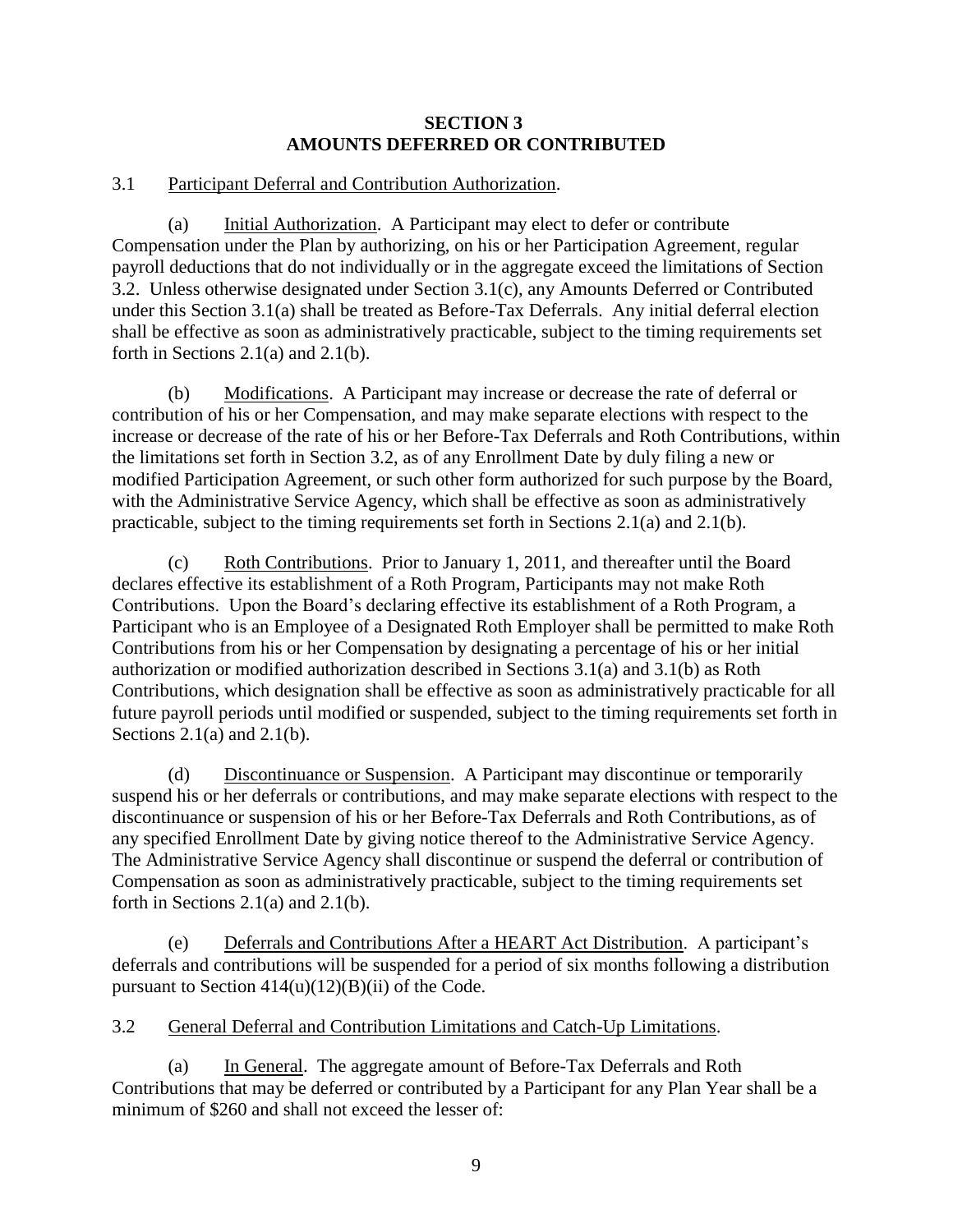## SECTION 3
## AMOUNTS DEFERRED OR CONTRIBUTED

3.1 Participant Deferral and Contribution Authorization.

(a) Initial Authorization. A Participant may elect to defer or contribute Compensation under the Plan by authorizing, on his or her Participation Agreement, regular payroll deductions that do not individually or in the aggregate exceed the limitations of Section 3.2. Unless otherwise designated under Section 3.1(c), any Amounts Deferred or Contributed under this Section 3.1(a) shall be treated as Before-Tax Deferrals. Any initial deferral election shall be effective as soon as administratively practicable, subject to the timing requirements set forth in Sections 2.1(a) and 2.1(b).

(b) Modifications. A Participant may increase or decrease the rate of deferral or contribution of his or her Compensation, and may make separate elections with respect to the increase or decrease of the rate of his or her Before-Tax Deferrals and Roth Contributions, within the limitations set forth in Section 3.2, as of any Enrollment Date by duly filing a new or modified Participation Agreement, or such other form authorized for such purpose by the Board, with the Administrative Service Agency, which shall be effective as soon as administratively practicable, subject to the timing requirements set forth in Sections 2.1(a) and 2.1(b).

(c) Roth Contributions. Prior to January 1, 2011, and thereafter until the Board declares effective its establishment of a Roth Program, Participants may not make Roth Contributions. Upon the Board's declaring effective its establishment of a Roth Program, a Participant who is an Employee of a Designated Roth Employer shall be permitted to make Roth Contributions from his or her Compensation by designating a percentage of his or her initial authorization or modified authorization described in Sections 3.1(a) and 3.1(b) as Roth Contributions, which designation shall be effective as soon as administratively practicable for all future payroll periods until modified or suspended, subject to the timing requirements set forth in Sections 2.1(a) and 2.1(b).

(d) Discontinuance or Suspension. A Participant may discontinue or temporarily suspend his or her deferrals or contributions, and may make separate elections with respect to the discontinuance or suspension of his or her Before-Tax Deferrals and Roth Contributions, as of any specified Enrollment Date by giving notice thereof to the Administrative Service Agency. The Administrative Service Agency shall discontinue or suspend the deferral or contribution of Compensation as soon as administratively practicable, subject to the timing requirements set forth in Sections 2.1(a) and 2.1(b).

(e) Deferrals and Contributions After a HEART Act Distribution. A participant's deferrals and contributions will be suspended for a period of six months following a distribution pursuant to Section 414(u)(12)(B)(ii) of the Code.

3.2 General Deferral and Contribution Limitations and Catch-Up Limitations.

(a) In General. The aggregate amount of Before-Tax Deferrals and Roth Contributions that may be deferred or contributed by a Participant for any Plan Year shall be a minimum of $260 and shall not exceed the lesser of: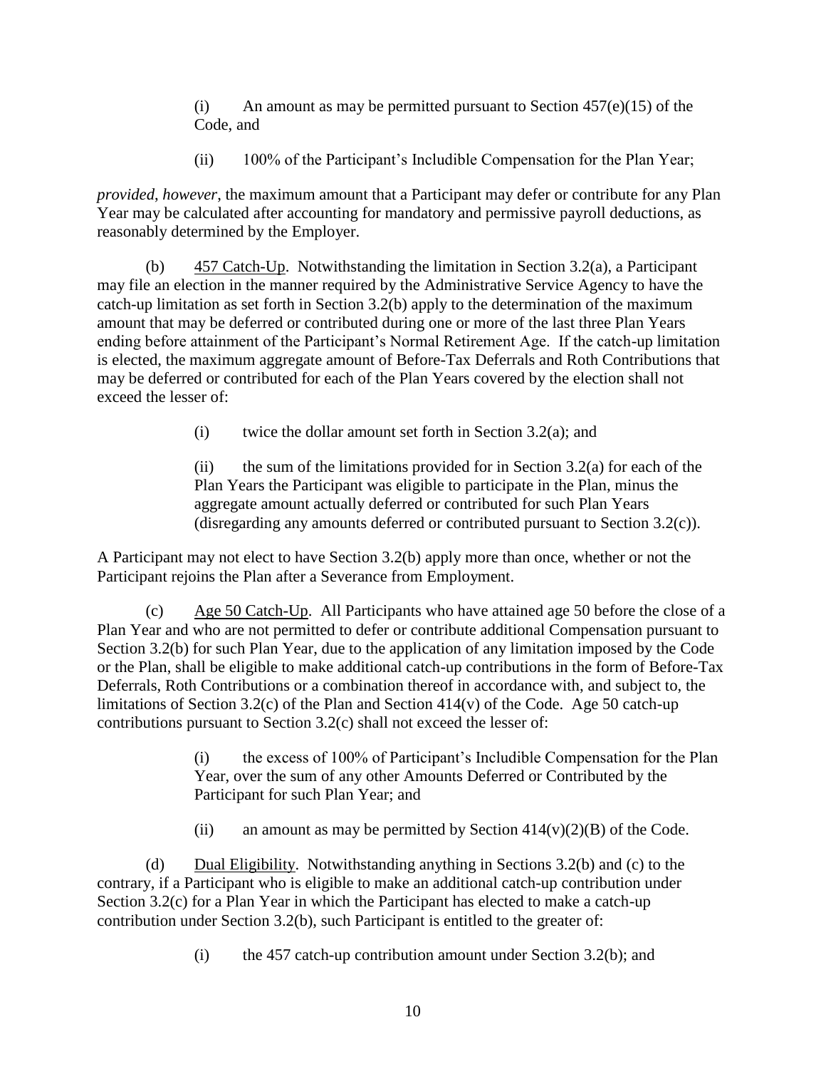(i) An amount as may be permitted pursuant to Section 457(e)(15) of the Code, and

(ii) 100% of the Participant's Includible Compensation for the Plan Year;

*provided, however*, the maximum amount that a Participant may defer or contribute for any Plan Year may be calculated after accounting for mandatory and permissive payroll deductions, as reasonably determined by the Employer.

(b) 457 Catch-Up. Notwithstanding the limitation in Section 3.2(a), a Participant may file an election in the manner required by the Administrative Service Agency to have the catch-up limitation as set forth in Section 3.2(b) apply to the determination of the maximum amount that may be deferred or contributed during one or more of the last three Plan Years ending before attainment of the Participant's Normal Retirement Age. If the catch-up limitation is elected, the maximum aggregate amount of Before-Tax Deferrals and Roth Contributions that may be deferred or contributed for each of the Plan Years covered by the election shall not exceed the lesser of:

(i) twice the dollar amount set forth in Section 3.2(a); and

(ii) the sum of the limitations provided for in Section 3.2(a) for each of the Plan Years the Participant was eligible to participate in the Plan, minus the aggregate amount actually deferred or contributed for such Plan Years (disregarding any amounts deferred or contributed pursuant to Section 3.2(c)).

A Participant may not elect to have Section 3.2(b) apply more than once, whether or not the Participant rejoins the Plan after a Severance from Employment.

(c) Age 50 Catch-Up. All Participants who have attained age 50 before the close of a Plan Year and who are not permitted to defer or contribute additional Compensation pursuant to Section 3.2(b) for such Plan Year, due to the application of any limitation imposed by the Code or the Plan, shall be eligible to make additional catch-up contributions in the form of Before-Tax Deferrals, Roth Contributions or a combination thereof in accordance with, and subject to, the limitations of Section 3.2(c) of the Plan and Section 414(v) of the Code. Age 50 catch-up contributions pursuant to Section 3.2(c) shall not exceed the lesser of:

(i) the excess of 100% of Participant's Includible Compensation for the Plan Year, over the sum of any other Amounts Deferred or Contributed by the Participant for such Plan Year; and

(ii) an amount as may be permitted by Section 414(v)(2)(B) of the Code.

(d) Dual Eligibility. Notwithstanding anything in Sections 3.2(b) and (c) to the contrary, if a Participant who is eligible to make an additional catch-up contribution under Section 3.2(c) for a Plan Year in which the Participant has elected to make a catch-up contribution under Section 3.2(b), such Participant is entitled to the greater of:

(i) the 457 catch-up contribution amount under Section 3.2(b); and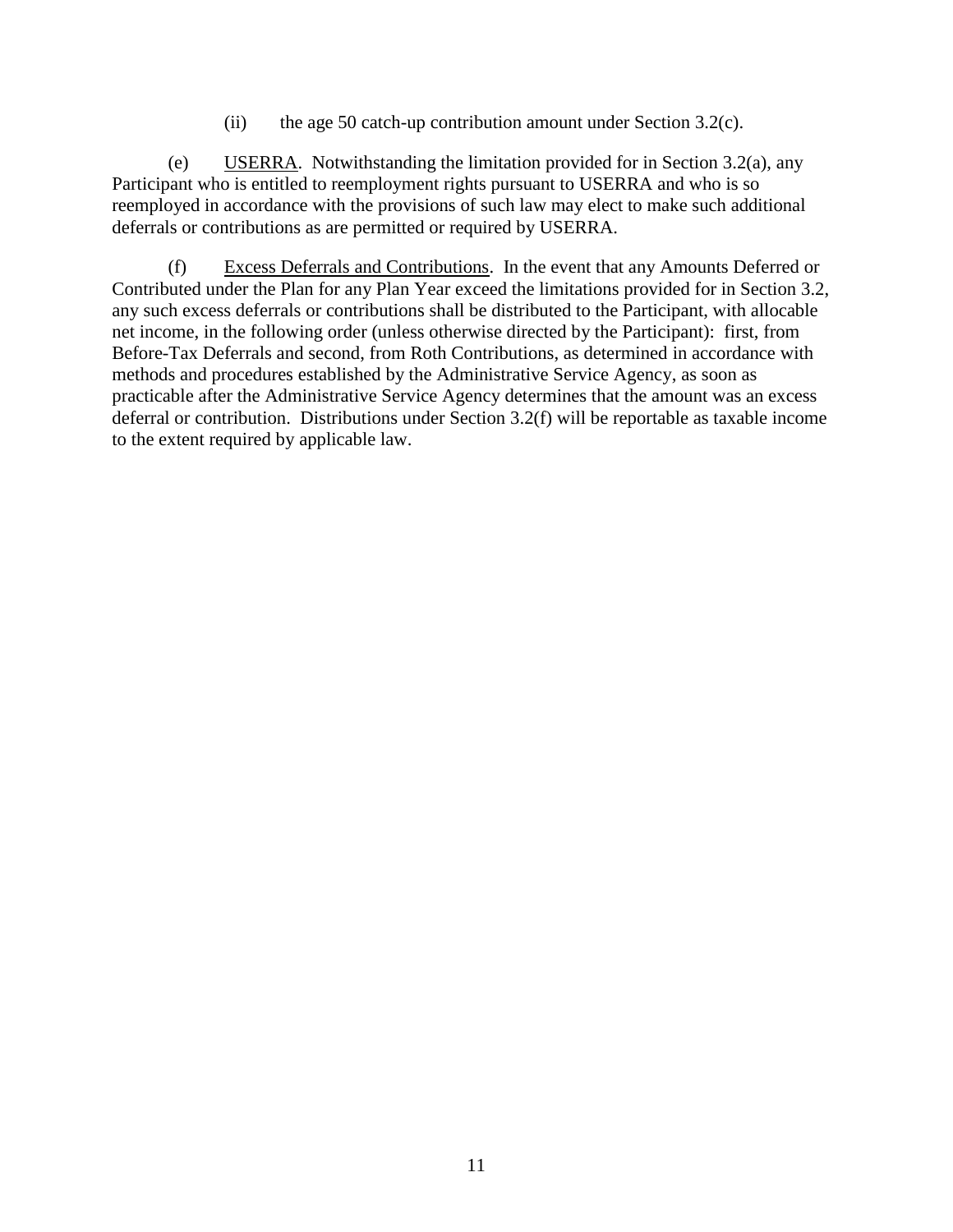(ii) the age 50 catch-up contribution amount under Section 3.2(c).

(e) USERRA. Notwithstanding the limitation provided for in Section 3.2(a), any Participant who is entitled to reemployment rights pursuant to USERRA and who is so reemployed in accordance with the provisions of such law may elect to make such additional deferrals or contributions as are permitted or required by USERRA.

(f) Excess Deferrals and Contributions. In the event that any Amounts Deferred or Contributed under the Plan for any Plan Year exceed the limitations provided for in Section 3.2, any such excess deferrals or contributions shall be distributed to the Participant, with allocable net income, in the following order (unless otherwise directed by the Participant): first, from Before-Tax Deferrals and second, from Roth Contributions, as determined in accordance with methods and procedures established by the Administrative Service Agency, as soon as practicable after the Administrative Service Agency determines that the amount was an excess deferral or contribution. Distributions under Section 3.2(f) will be reportable as taxable income to the extent required by applicable law.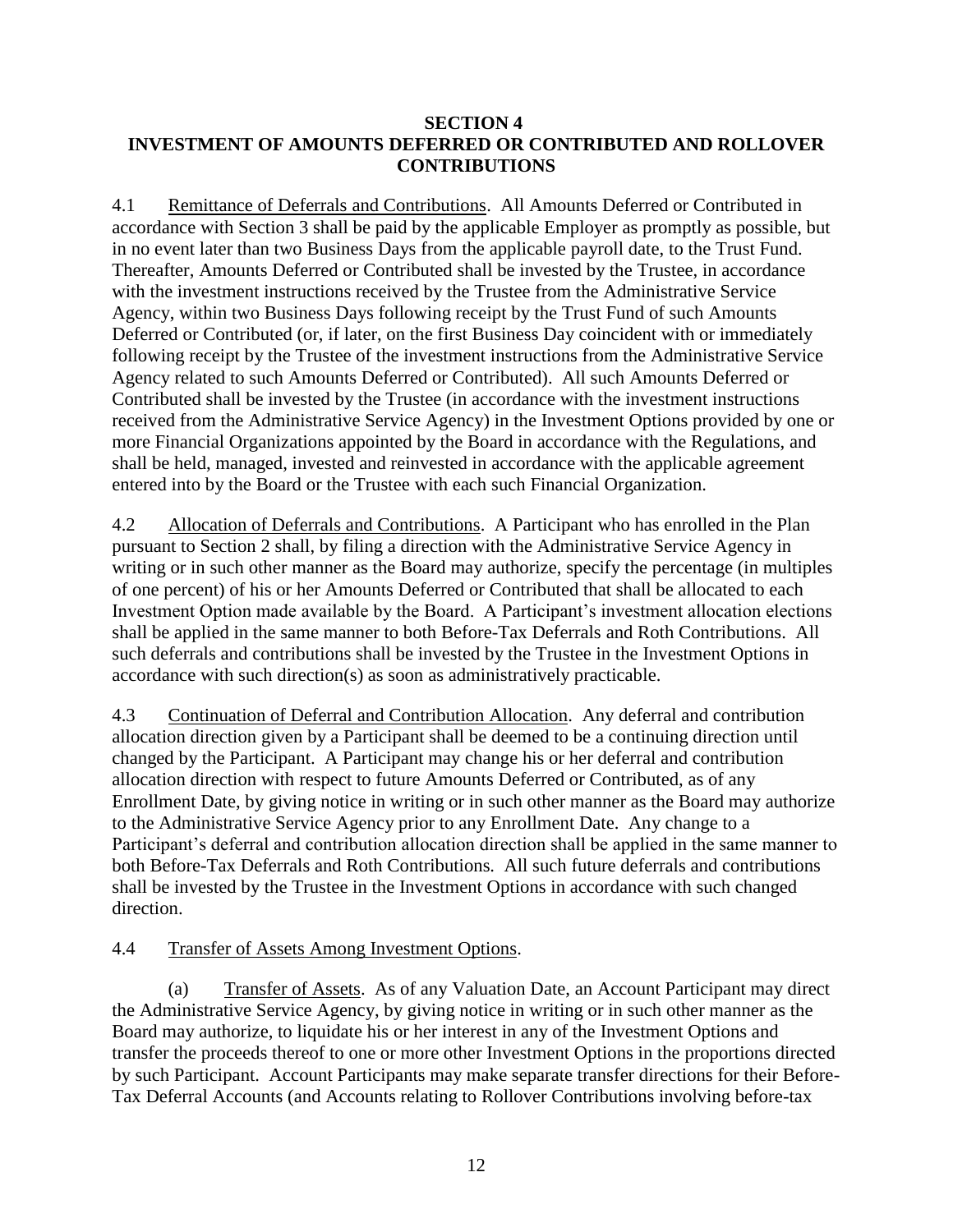## SECTION 4
## INVESTMENT OF AMOUNTS DEFERRED OR CONTRIBUTED AND ROLLOVER CONTRIBUTIONS

4.1 Remittance of Deferrals and Contributions. All Amounts Deferred or Contributed in accordance with Section 3 shall be paid by the applicable Employer as promptly as possible, but in no event later than two Business Days from the applicable payroll date, to the Trust Fund. Thereafter, Amounts Deferred or Contributed shall be invested by the Trustee, in accordance with the investment instructions received by the Trustee from the Administrative Service Agency, within two Business Days following receipt by the Trust Fund of such Amounts Deferred or Contributed (or, if later, on the first Business Day coincident with or immediately following receipt by the Trustee of the investment instructions from the Administrative Service Agency related to such Amounts Deferred or Contributed). All such Amounts Deferred or Contributed shall be invested by the Trustee (in accordance with the investment instructions received from the Administrative Service Agency) in the Investment Options provided by one or more Financial Organizations appointed by the Board in accordance with the Regulations, and shall be held, managed, invested and reinvested in accordance with the applicable agreement entered into by the Board or the Trustee with each such Financial Organization.

4.2 Allocation of Deferrals and Contributions. A Participant who has enrolled in the Plan pursuant to Section 2 shall, by filing a direction with the Administrative Service Agency in writing or in such other manner as the Board may authorize, specify the percentage (in multiples of one percent) of his or her Amounts Deferred or Contributed that shall be allocated to each Investment Option made available by the Board. A Participant's investment allocation elections shall be applied in the same manner to both Before-Tax Deferrals and Roth Contributions. All such deferrals and contributions shall be invested by the Trustee in the Investment Options in accordance with such direction(s) as soon as administratively practicable.

4.3 Continuation of Deferral and Contribution Allocation. Any deferral and contribution allocation direction given by a Participant shall be deemed to be a continuing direction until changed by the Participant. A Participant may change his or her deferral and contribution allocation direction with respect to future Amounts Deferred or Contributed, as of any Enrollment Date, by giving notice in writing or in such other manner as the Board may authorize to the Administrative Service Agency prior to any Enrollment Date. Any change to a Participant's deferral and contribution allocation direction shall be applied in the same manner to both Before-Tax Deferrals and Roth Contributions. All such future deferrals and contributions shall be invested by the Trustee in the Investment Options in accordance with such changed direction.

4.4 Transfer of Assets Among Investment Options.

(a) Transfer of Assets. As of any Valuation Date, an Account Participant may direct the Administrative Service Agency, by giving notice in writing or in such other manner as the Board may authorize, to liquidate his or her interest in any of the Investment Options and transfer the proceeds thereof to one or more other Investment Options in the proportions directed by such Participant. Account Participants may make separate transfer directions for their Before-Tax Deferral Accounts (and Accounts relating to Rollover Contributions involving before-tax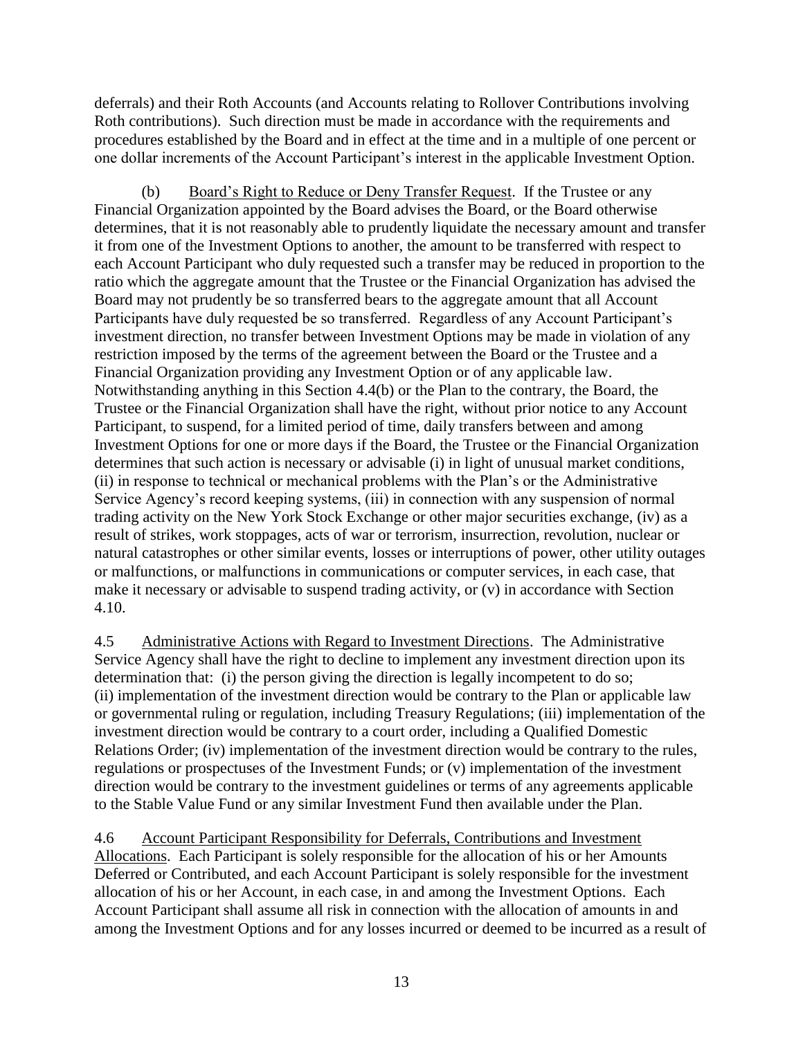deferrals) and their Roth Accounts (and Accounts relating to Rollover Contributions involving Roth contributions). Such direction must be made in accordance with the requirements and procedures established by the Board and in effect at the time and in a multiple of one percent or one dollar increments of the Account Participant's interest in the applicable Investment Option.

(b) Board's Right to Reduce or Deny Transfer Request. If the Trustee or any Financial Organization appointed by the Board advises the Board, or the Board otherwise determines, that it is not reasonably able to prudently liquidate the necessary amount and transfer it from one of the Investment Options to another, the amount to be transferred with respect to each Account Participant who duly requested such a transfer may be reduced in proportion to the ratio which the aggregate amount that the Trustee or the Financial Organization has advised the Board may not prudently be so transferred bears to the aggregate amount that all Account Participants have duly requested be so transferred. Regardless of any Account Participant's investment direction, no transfer between Investment Options may be made in violation of any restriction imposed by the terms of the agreement between the Board or the Trustee and a Financial Organization providing any Investment Option or of any applicable law. Notwithstanding anything in this Section 4.4(b) or the Plan to the contrary, the Board, the Trustee or the Financial Organization shall have the right, without prior notice to any Account Participant, to suspend, for a limited period of time, daily transfers between and among Investment Options for one or more days if the Board, the Trustee or the Financial Organization determines that such action is necessary or advisable (i) in light of unusual market conditions, (ii) in response to technical or mechanical problems with the Plan's or the Administrative Service Agency's record keeping systems, (iii) in connection with any suspension of normal trading activity on the New York Stock Exchange or other major securities exchange, (iv) as a result of strikes, work stoppages, acts of war or terrorism, insurrection, revolution, nuclear or natural catastrophes or other similar events, losses or interruptions of power, other utility outages or malfunctions, or malfunctions in communications or computer services, in each case, that make it necessary or advisable to suspend trading activity, or (v) in accordance with Section 4.10.

4.5 Administrative Actions with Regard to Investment Directions. The Administrative Service Agency shall have the right to decline to implement any investment direction upon its determination that: (i) the person giving the direction is legally incompetent to do so; (ii) implementation of the investment direction would be contrary to the Plan or applicable law or governmental ruling or regulation, including Treasury Regulations; (iii) implementation of the investment direction would be contrary to a court order, including a Qualified Domestic Relations Order; (iv) implementation of the investment direction would be contrary to the rules, regulations or prospectuses of the Investment Funds; or (v) implementation of the investment direction would be contrary to the investment guidelines or terms of any agreements applicable to the Stable Value Fund or any similar Investment Fund then available under the Plan.

4.6 Account Participant Responsibility for Deferrals, Contributions and Investment Allocations. Each Participant is solely responsible for the allocation of his or her Amounts Deferred or Contributed, and each Account Participant is solely responsible for the investment allocation of his or her Account, in each case, in and among the Investment Options. Each Account Participant shall assume all risk in connection with the allocation of amounts in and among the Investment Options and for any losses incurred or deemed to be incurred as a result of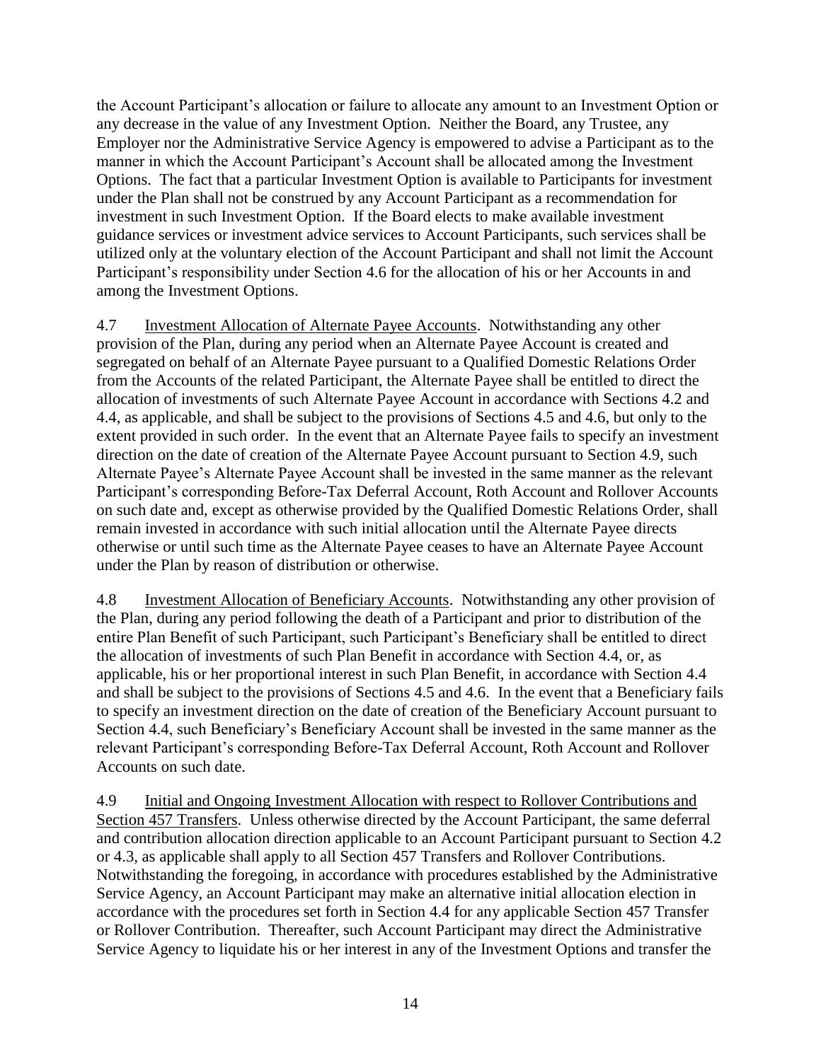the Account Participant's allocation or failure to allocate any amount to an Investment Option or any decrease in the value of any Investment Option. Neither the Board, any Trustee, any Employer nor the Administrative Service Agency is empowered to advise a Participant as to the manner in which the Account Participant's Account shall be allocated among the Investment Options. The fact that a particular Investment Option is available to Participants for investment under the Plan shall not be construed by any Account Participant as a recommendation for investment in such Investment Option. If the Board elects to make available investment guidance services or investment advice services to Account Participants, such services shall be utilized only at the voluntary election of the Account Participant and shall not limit the Account Participant's responsibility under Section 4.6 for the allocation of his or her Accounts in and among the Investment Options.

4.7 Investment Allocation of Alternate Payee Accounts. Notwithstanding any other provision of the Plan, during any period when an Alternate Payee Account is created and segregated on behalf of an Alternate Payee pursuant to a Qualified Domestic Relations Order from the Accounts of the related Participant, the Alternate Payee shall be entitled to direct the allocation of investments of such Alternate Payee Account in accordance with Sections 4.2 and 4.4, as applicable, and shall be subject to the provisions of Sections 4.5 and 4.6, but only to the extent provided in such order. In the event that an Alternate Payee fails to specify an investment direction on the date of creation of the Alternate Payee Account pursuant to Section 4.9, such Alternate Payee's Alternate Payee Account shall be invested in the same manner as the relevant Participant's corresponding Before-Tax Deferral Account, Roth Account and Rollover Accounts on such date and, except as otherwise provided by the Qualified Domestic Relations Order, shall remain invested in accordance with such initial allocation until the Alternate Payee directs otherwise or until such time as the Alternate Payee ceases to have an Alternate Payee Account under the Plan by reason of distribution or otherwise.

4.8 Investment Allocation of Beneficiary Accounts. Notwithstanding any other provision of the Plan, during any period following the death of a Participant and prior to distribution of the entire Plan Benefit of such Participant, such Participant's Beneficiary shall be entitled to direct the allocation of investments of such Plan Benefit in accordance with Section 4.4, or, as applicable, his or her proportional interest in such Plan Benefit, in accordance with Section 4.4 and shall be subject to the provisions of Sections 4.5 and 4.6. In the event that a Beneficiary fails to specify an investment direction on the date of creation of the Beneficiary Account pursuant to Section 4.4, such Beneficiary's Beneficiary Account shall be invested in the same manner as the relevant Participant's corresponding Before-Tax Deferral Account, Roth Account and Rollover Accounts on such date.

4.9 Initial and Ongoing Investment Allocation with respect to Rollover Contributions and Section 457 Transfers. Unless otherwise directed by the Account Participant, the same deferral and contribution allocation direction applicable to an Account Participant pursuant to Section 4.2 or 4.3, as applicable shall apply to all Section 457 Transfers and Rollover Contributions. Notwithstanding the foregoing, in accordance with procedures established by the Administrative Service Agency, an Account Participant may make an alternative initial allocation election in accordance with the procedures set forth in Section 4.4 for any applicable Section 457 Transfer or Rollover Contribution. Thereafter, such Account Participant may direct the Administrative Service Agency to liquidate his or her interest in any of the Investment Options and transfer the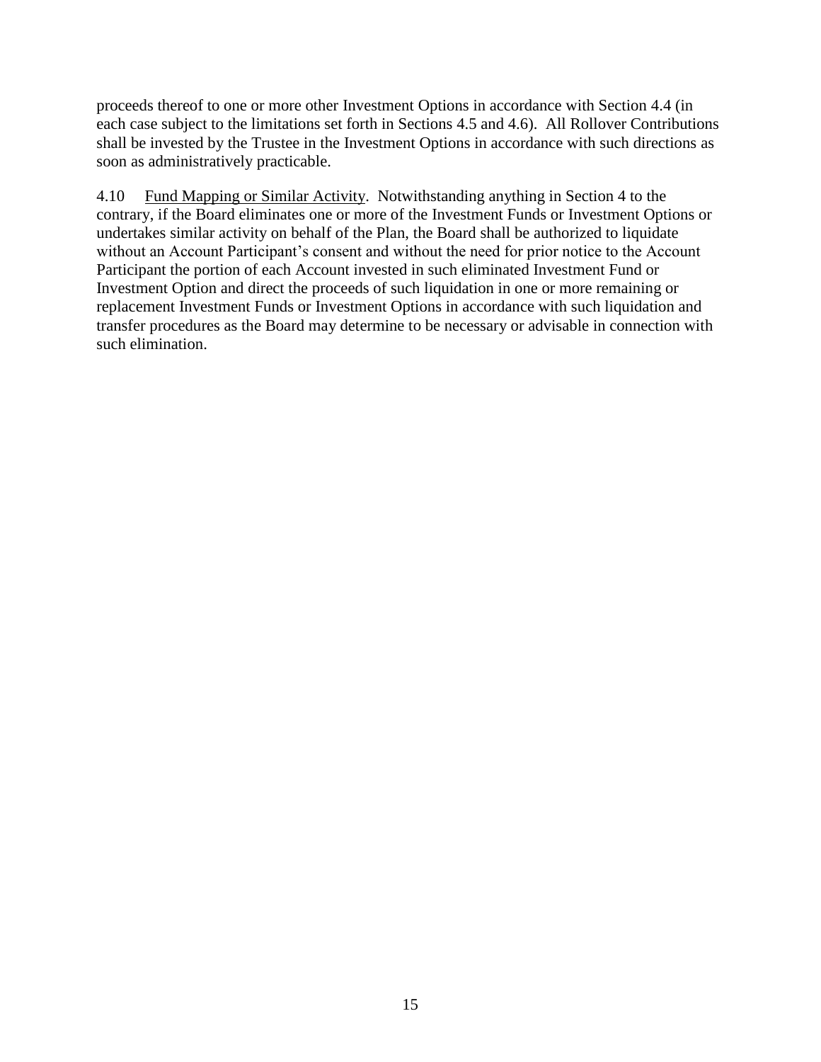proceeds thereof to one or more other Investment Options in accordance with Section 4.4 (in each case subject to the limitations set forth in Sections 4.5 and 4.6). All Rollover Contributions shall be invested by the Trustee in the Investment Options in accordance with such directions as soon as administratively practicable.

4.10 Fund Mapping or Similar Activity. Notwithstanding anything in Section 4 to the contrary, if the Board eliminates one or more of the Investment Funds or Investment Options or undertakes similar activity on behalf of the Plan, the Board shall be authorized to liquidate without an Account Participant's consent and without the need for prior notice to the Account Participant the portion of each Account invested in such eliminated Investment Fund or Investment Option and direct the proceeds of such liquidation in one or more remaining or replacement Investment Funds or Investment Options in accordance with such liquidation and transfer procedures as the Board may determine to be necessary or advisable in connection with such elimination.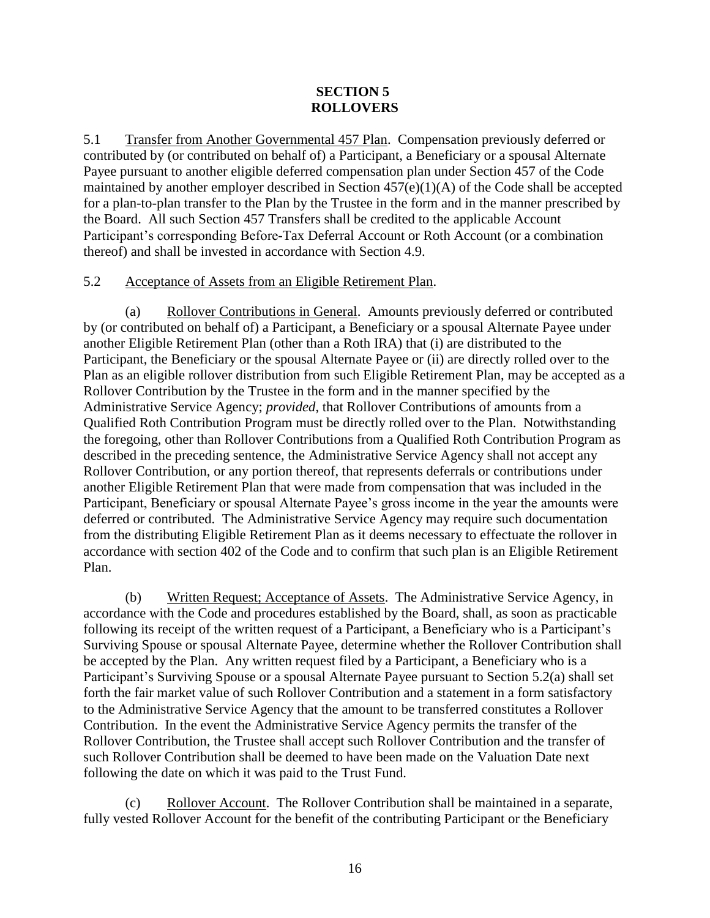## SECTION 5
## ROLLOVERS

5.1 Transfer from Another Governmental 457 Plan. Compensation previously deferred or contributed by (or contributed on behalf of) a Participant, a Beneficiary or a spousal Alternate Payee pursuant to another eligible deferred compensation plan under Section 457 of the Code maintained by another employer described in Section 457(e)(1)(A) of the Code shall be accepted for a plan-to-plan transfer to the Plan by the Trustee in the form and in the manner prescribed by the Board. All such Section 457 Transfers shall be credited to the applicable Account Participant's corresponding Before-Tax Deferral Account or Roth Account (or a combination thereof) and shall be invested in accordance with Section 4.9.

5.2 Acceptance of Assets from an Eligible Retirement Plan.

(a) Rollover Contributions in General. Amounts previously deferred or contributed by (or contributed on behalf of) a Participant, a Beneficiary or a spousal Alternate Payee under another Eligible Retirement Plan (other than a Roth IRA) that (i) are distributed to the Participant, the Beneficiary or the spousal Alternate Payee or (ii) are directly rolled over to the Plan as an eligible rollover distribution from such Eligible Retirement Plan, may be accepted as a Rollover Contribution by the Trustee in the form and in the manner specified by the Administrative Service Agency; *provided*, that Rollover Contributions of amounts from a Qualified Roth Contribution Program must be directly rolled over to the Plan. Notwithstanding the foregoing, other than Rollover Contributions from a Qualified Roth Contribution Program as described in the preceding sentence, the Administrative Service Agency shall not accept any Rollover Contribution, or any portion thereof, that represents deferrals or contributions under another Eligible Retirement Plan that were made from compensation that was included in the Participant, Beneficiary or spousal Alternate Payee's gross income in the year the amounts were deferred or contributed. The Administrative Service Agency may require such documentation from the distributing Eligible Retirement Plan as it deems necessary to effectuate the rollover in accordance with section 402 of the Code and to confirm that such plan is an Eligible Retirement Plan.

(b) Written Request; Acceptance of Assets. The Administrative Service Agency, in accordance with the Code and procedures established by the Board, shall, as soon as practicable following its receipt of the written request of a Participant, a Beneficiary who is a Participant's Surviving Spouse or spousal Alternate Payee, determine whether the Rollover Contribution shall be accepted by the Plan. Any written request filed by a Participant, a Beneficiary who is a Participant's Surviving Spouse or a spousal Alternate Payee pursuant to Section 5.2(a) shall set forth the fair market value of such Rollover Contribution and a statement in a form satisfactory to the Administrative Service Agency that the amount to be transferred constitutes a Rollover Contribution. In the event the Administrative Service Agency permits the transfer of the Rollover Contribution, the Trustee shall accept such Rollover Contribution and the transfer of such Rollover Contribution shall be deemed to have been made on the Valuation Date next following the date on which it was paid to the Trust Fund.

(c) Rollover Account. The Rollover Contribution shall be maintained in a separate, fully vested Rollover Account for the benefit of the contributing Participant or the Beneficiary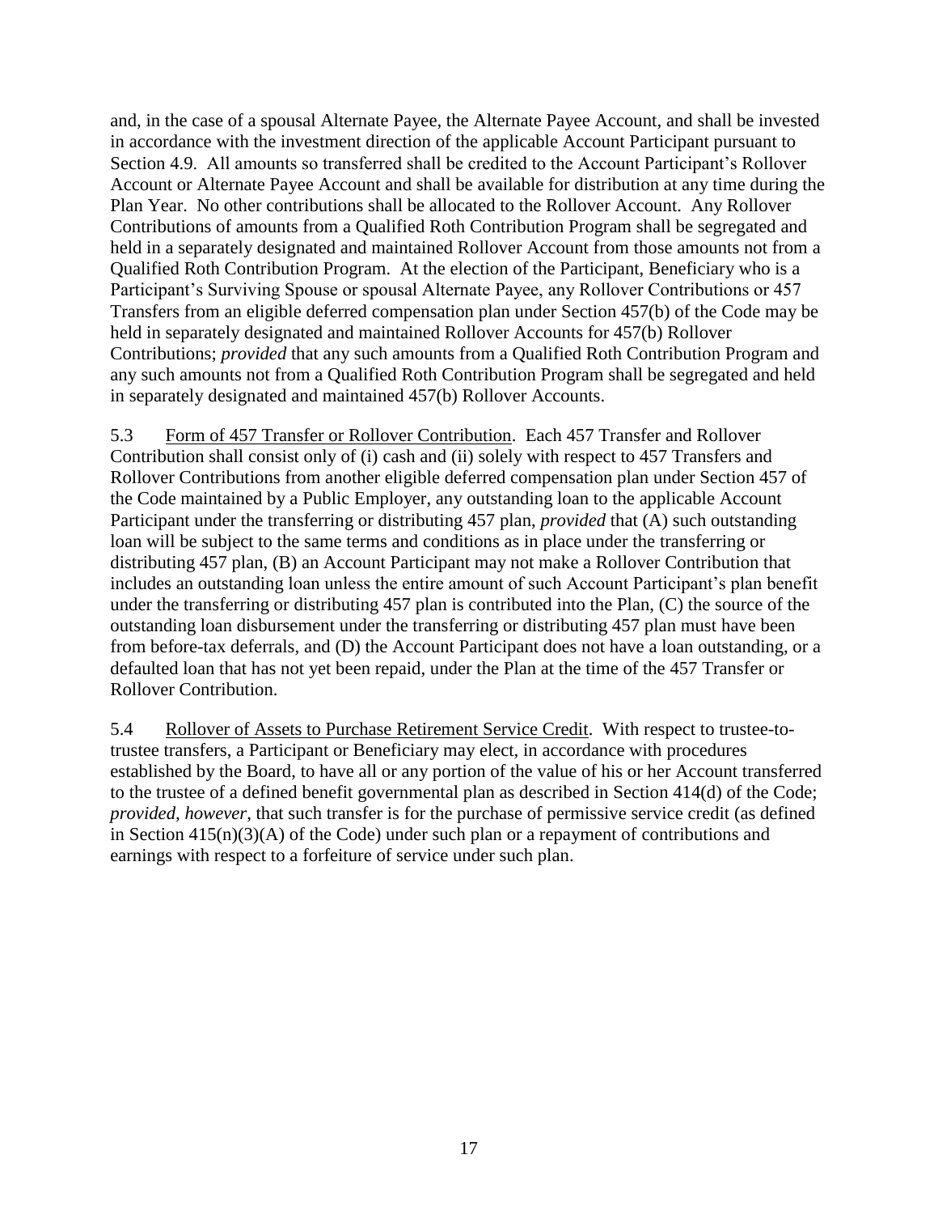and, in the case of a spousal Alternate Payee, the Alternate Payee Account, and shall be invested in accordance with the investment direction of the applicable Account Participant pursuant to Section 4.9. All amounts so transferred shall be credited to the Account Participant's Rollover Account or Alternate Payee Account and shall be available for distribution at any time during the Plan Year. No other contributions shall be allocated to the Rollover Account. Any Rollover Contributions of amounts from a Qualified Roth Contribution Program shall be segregated and held in a separately designated and maintained Rollover Account from those amounts not from a Qualified Roth Contribution Program. At the election of the Participant, Beneficiary who is a Participant's Surviving Spouse or spousal Alternate Payee, any Rollover Contributions or 457 Transfers from an eligible deferred compensation plan under Section 457(b) of the Code may be held in separately designated and maintained Rollover Accounts for 457(b) Rollover Contributions; *provided* that any such amounts from a Qualified Roth Contribution Program and any such amounts not from a Qualified Roth Contribution Program shall be segregated and held in separately designated and maintained 457(b) Rollover Accounts.

5.3 Form of 457 Transfer or Rollover Contribution. Each 457 Transfer and Rollover Contribution shall consist only of (i) cash and (ii) solely with respect to 457 Transfers and Rollover Contributions from another eligible deferred compensation plan under Section 457 of the Code maintained by a Public Employer, any outstanding loan to the applicable Account Participant under the transferring or distributing 457 plan, *provided* that (A) such outstanding loan will be subject to the same terms and conditions as in place under the transferring or distributing 457 plan, (B) an Account Participant may not make a Rollover Contribution that includes an outstanding loan unless the entire amount of such Account Participant's plan benefit under the transferring or distributing 457 plan is contributed into the Plan, (C) the source of the outstanding loan disbursement under the transferring or distributing 457 plan must have been from before-tax deferrals, and (D) the Account Participant does not have a loan outstanding, or a defaulted loan that has not yet been repaid, under the Plan at the time of the 457 Transfer or Rollover Contribution.

5.4 Rollover of Assets to Purchase Retirement Service Credit. With respect to trustee-to-trustee transfers, a Participant or Beneficiary may elect, in accordance with procedures established by the Board, to have all or any portion of the value of his or her Account transferred to the trustee of a defined benefit governmental plan as described in Section 414(d) of the Code; *provided, however*, that such transfer is for the purchase of permissive service credit (as defined in Section 415(n)(3)(A) of the Code) under such plan or a repayment of contributions and earnings with respect to a forfeiture of service under such plan.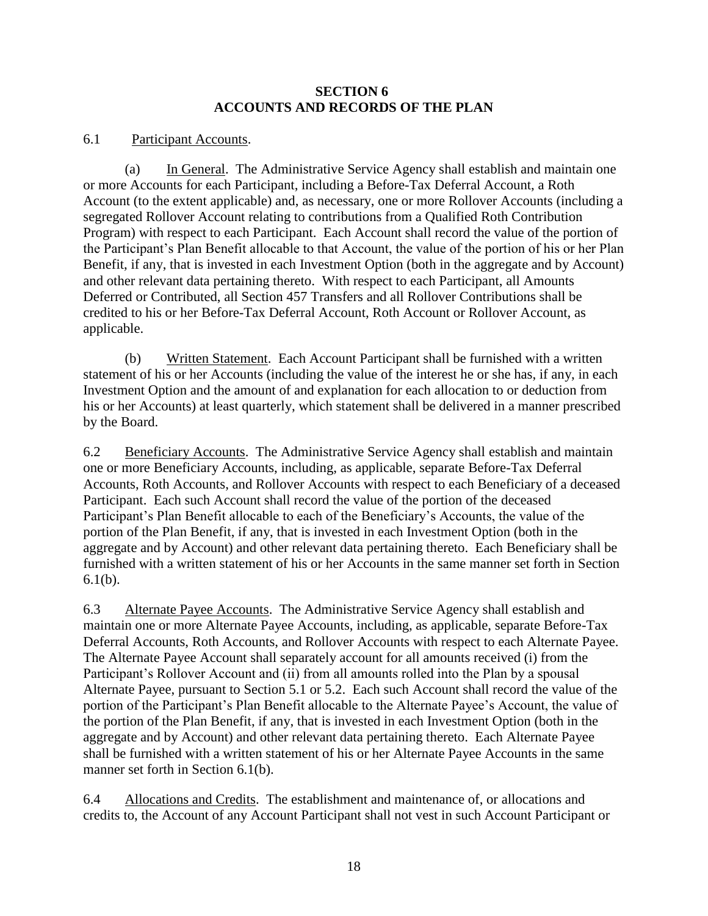## SECTION 6
## ACCOUNTS AND RECORDS OF THE PLAN

6.1 Participant Accounts.

(a) In General. The Administrative Service Agency shall establish and maintain one or more Accounts for each Participant, including a Before-Tax Deferral Account, a Roth Account (to the extent applicable) and, as necessary, one or more Rollover Accounts (including a segregated Rollover Account relating to contributions from a Qualified Roth Contribution Program) with respect to each Participant. Each Account shall record the value of the portion of the Participant's Plan Benefit allocable to that Account, the value of the portion of his or her Plan Benefit, if any, that is invested in each Investment Option (both in the aggregate and by Account) and other relevant data pertaining thereto. With respect to each Participant, all Amounts Deferred or Contributed, all Section 457 Transfers and all Rollover Contributions shall be credited to his or her Before-Tax Deferral Account, Roth Account or Rollover Account, as applicable.

(b) Written Statement. Each Account Participant shall be furnished with a written statement of his or her Accounts (including the value of the interest he or she has, if any, in each Investment Option and the amount of and explanation for each allocation to or deduction from his or her Accounts) at least quarterly, which statement shall be delivered in a manner prescribed by the Board.

6.2 Beneficiary Accounts. The Administrative Service Agency shall establish and maintain one or more Beneficiary Accounts, including, as applicable, separate Before-Tax Deferral Accounts, Roth Accounts, and Rollover Accounts with respect to each Beneficiary of a deceased Participant. Each such Account shall record the value of the portion of the deceased Participant's Plan Benefit allocable to each of the Beneficiary's Accounts, the value of the portion of the Plan Benefit, if any, that is invested in each Investment Option (both in the aggregate and by Account) and other relevant data pertaining thereto. Each Beneficiary shall be furnished with a written statement of his or her Accounts in the same manner set forth in Section 6.1(b).

6.3 Alternate Payee Accounts. The Administrative Service Agency shall establish and maintain one or more Alternate Payee Accounts, including, as applicable, separate Before-Tax Deferral Accounts, Roth Accounts, and Rollover Accounts with respect to each Alternate Payee. The Alternate Payee Account shall separately account for all amounts received (i) from the Participant's Rollover Account and (ii) from all amounts rolled into the Plan by a spousal Alternate Payee, pursuant to Section 5.1 or 5.2. Each such Account shall record the value of the portion of the Participant's Plan Benefit allocable to the Alternate Payee's Account, the value of the portion of the Plan Benefit, if any, that is invested in each Investment Option (both in the aggregate and by Account) and other relevant data pertaining thereto. Each Alternate Payee shall be furnished with a written statement of his or her Alternate Payee Accounts in the same manner set forth in Section 6.1(b).

6.4 Allocations and Credits. The establishment and maintenance of, or allocations and credits to, the Account of any Account Participant shall not vest in such Account Participant or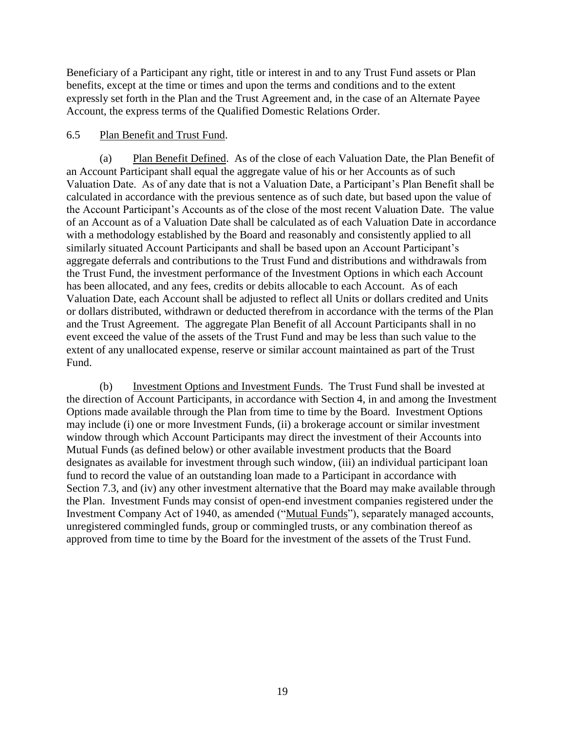Beneficiary of a Participant any right, title or interest in and to any Trust Fund assets or Plan benefits, except at the time or times and upon the terms and conditions and to the extent expressly set forth in the Plan and the Trust Agreement and, in the case of an Alternate Payee Account, the express terms of the Qualified Domestic Relations Order.

6.5 Plan Benefit and Trust Fund.

(a) Plan Benefit Defined. As of the close of each Valuation Date, the Plan Benefit of an Account Participant shall equal the aggregate value of his or her Accounts as of such Valuation Date. As of any date that is not a Valuation Date, a Participant's Plan Benefit shall be calculated in accordance with the previous sentence as of such date, but based upon the value of the Account Participant's Accounts as of the close of the most recent Valuation Date. The value of an Account as of a Valuation Date shall be calculated as of each Valuation Date in accordance with a methodology established by the Board and reasonably and consistently applied to all similarly situated Account Participants and shall be based upon an Account Participant's aggregate deferrals and contributions to the Trust Fund and distributions and withdrawals from the Trust Fund, the investment performance of the Investment Options in which each Account has been allocated, and any fees, credits or debits allocable to each Account. As of each Valuation Date, each Account shall be adjusted to reflect all Units or dollars credited and Units or dollars distributed, withdrawn or deducted therefrom in accordance with the terms of the Plan and the Trust Agreement. The aggregate Plan Benefit of all Account Participants shall in no event exceed the value of the assets of the Trust Fund and may be less than such value to the extent of any unallocated expense, reserve or similar account maintained as part of the Trust Fund.

(b) Investment Options and Investment Funds. The Trust Fund shall be invested at the direction of Account Participants, in accordance with Section 4, in and among the Investment Options made available through the Plan from time to time by the Board. Investment Options may include (i) one or more Investment Funds, (ii) a brokerage account or similar investment window through which Account Participants may direct the investment of their Accounts into Mutual Funds (as defined below) or other available investment products that the Board designates as available for investment through such window, (iii) an individual participant loan fund to record the value of an outstanding loan made to a Participant in accordance with Section 7.3, and (iv) any other investment alternative that the Board may make available through the Plan. Investment Funds may consist of open-end investment companies registered under the Investment Company Act of 1940, as amended ("Mutual Funds"), separately managed accounts, unregistered commingled funds, group or commingled trusts, or any combination thereof as approved from time to time by the Board for the investment of the assets of the Trust Fund.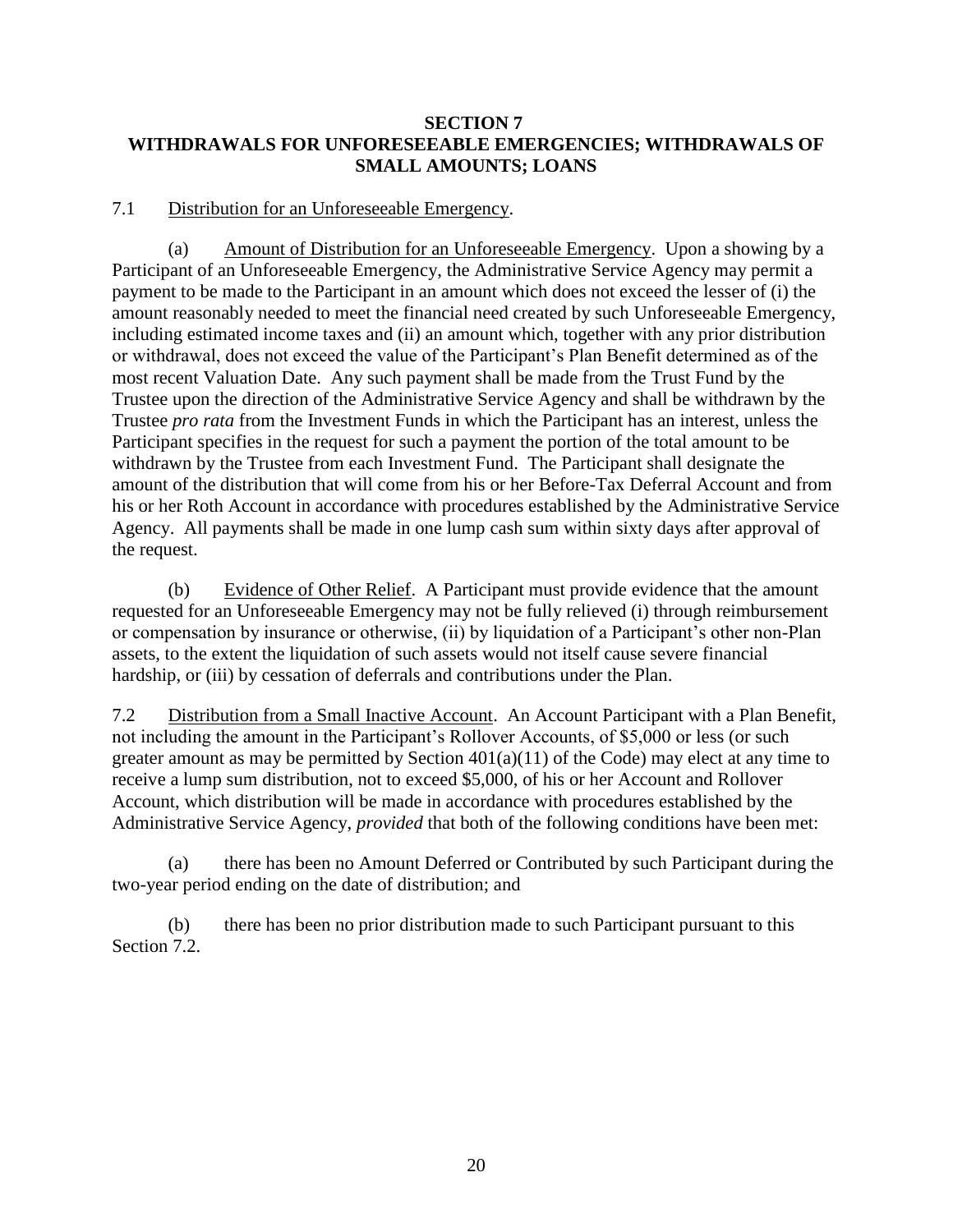## SECTION 7
## WITHDRAWALS FOR UNFORESEEABLE EMERGENCIES; WITHDRAWALS OF SMALL AMOUNTS; LOANS

7.1 Distribution for an Unforeseeable Emergency.

(a) Amount of Distribution for an Unforeseeable Emergency. Upon a showing by a Participant of an Unforeseeable Emergency, the Administrative Service Agency may permit a payment to be made to the Participant in an amount which does not exceed the lesser of (i) the amount reasonably needed to meet the financial need created by such Unforeseeable Emergency, including estimated income taxes and (ii) an amount which, together with any prior distribution or withdrawal, does not exceed the value of the Participant's Plan Benefit determined as of the most recent Valuation Date. Any such payment shall be made from the Trust Fund by the Trustee upon the direction of the Administrative Service Agency and shall be withdrawn by the Trustee *pro rata* from the Investment Funds in which the Participant has an interest, unless the Participant specifies in the request for such a payment the portion of the total amount to be withdrawn by the Trustee from each Investment Fund. The Participant shall designate the amount of the distribution that will come from his or her Before-Tax Deferral Account and from his or her Roth Account in accordance with procedures established by the Administrative Service Agency. All payments shall be made in one lump cash sum within sixty days after approval of the request.

(b) Evidence of Other Relief. A Participant must provide evidence that the amount requested for an Unforeseeable Emergency may not be fully relieved (i) through reimbursement or compensation by insurance or otherwise, (ii) by liquidation of a Participant's other non-Plan assets, to the extent the liquidation of such assets would not itself cause severe financial hardship, or (iii) by cessation of deferrals and contributions under the Plan.

7.2 Distribution from a Small Inactive Account. An Account Participant with a Plan Benefit, not including the amount in the Participant's Rollover Accounts, of $5,000 or less (or such greater amount as may be permitted by Section 401(a)(11) of the Code) may elect at any time to receive a lump sum distribution, not to exceed $5,000, of his or her Account and Rollover Account, which distribution will be made in accordance with procedures established by the Administrative Service Agency, *provided* that both of the following conditions have been met:

(a) there has been no Amount Deferred or Contributed by such Participant during the two-year period ending on the date of distribution; and

(b) there has been no prior distribution made to such Participant pursuant to this Section 7.2.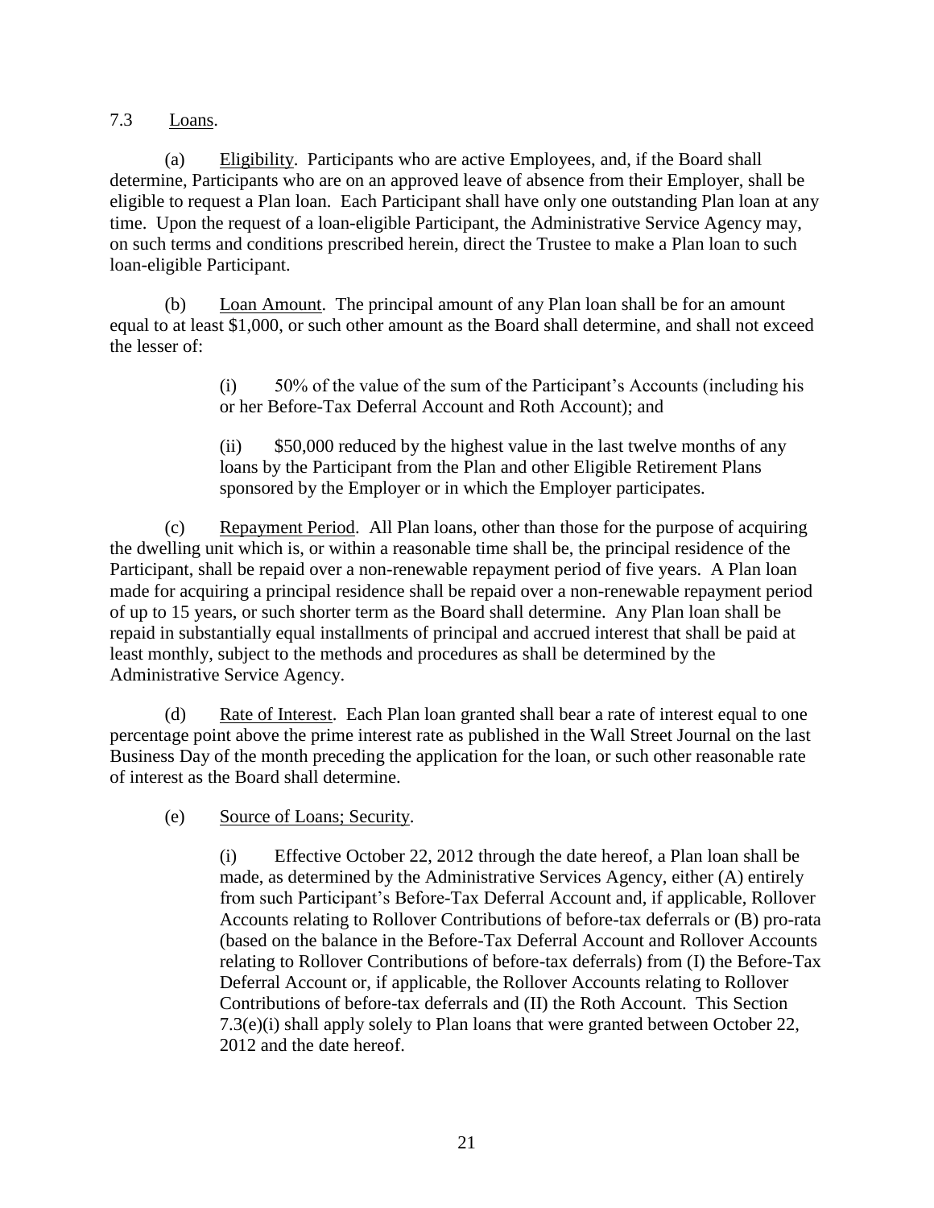7.3 Loans.

(a) Eligibility. Participants who are active Employees, and, if the Board shall determine, Participants who are on an approved leave of absence from their Employer, shall be eligible to request a Plan loan. Each Participant shall have only one outstanding Plan loan at any time. Upon the request of a loan-eligible Participant, the Administrative Service Agency may, on such terms and conditions prescribed herein, direct the Trustee to make a Plan loan to such loan-eligible Participant.

(b) Loan Amount. The principal amount of any Plan loan shall be for an amount equal to at least $1,000, or such other amount as the Board shall determine, and shall not exceed the lesser of:

> (i) 50% of the value of the sum of the Participant's Accounts (including his or her Before-Tax Deferral Account and Roth Account); and
>
> (ii) $50,000 reduced by the highest value in the last twelve months of any loans by the Participant from the Plan and other Eligible Retirement Plans sponsored by the Employer or in which the Employer participates.

(c) Repayment Period. All Plan loans, other than those for the purpose of acquiring the dwelling unit which is, or within a reasonable time shall be, the principal residence of the Participant, shall be repaid over a non-renewable repayment period of five years. A Plan loan made for acquiring a principal residence shall be repaid over a non-renewable repayment period of up to 15 years, or such shorter term as the Board shall determine. Any Plan loan shall be repaid in substantially equal installments of principal and accrued interest that shall be paid at least monthly, subject to the methods and procedures as shall be determined by the Administrative Service Agency.

(d) Rate of Interest. Each Plan loan granted shall bear a rate of interest equal to one percentage point above the prime interest rate as published in the Wall Street Journal on the last Business Day of the month preceding the application for the loan, or such other reasonable rate of interest as the Board shall determine.

(e) Source of Loans; Security.

> (i) Effective October 22, 2012 through the date hereof, a Plan loan shall be made, as determined by the Administrative Services Agency, either (A) entirely from such Participant's Before-Tax Deferral Account and, if applicable, Rollover Accounts relating to Rollover Contributions of before-tax deferrals or (B) pro-rata (based on the balance in the Before-Tax Deferral Account and Rollover Accounts relating to Rollover Contributions of before-tax deferrals) from (I) the Before-Tax Deferral Account or, if applicable, the Rollover Accounts relating to Rollover Contributions of before-tax deferrals and (II) the Roth Account. This Section 7.3(e)(i) shall apply solely to Plan loans that were granted between October 22, 2012 and the date hereof.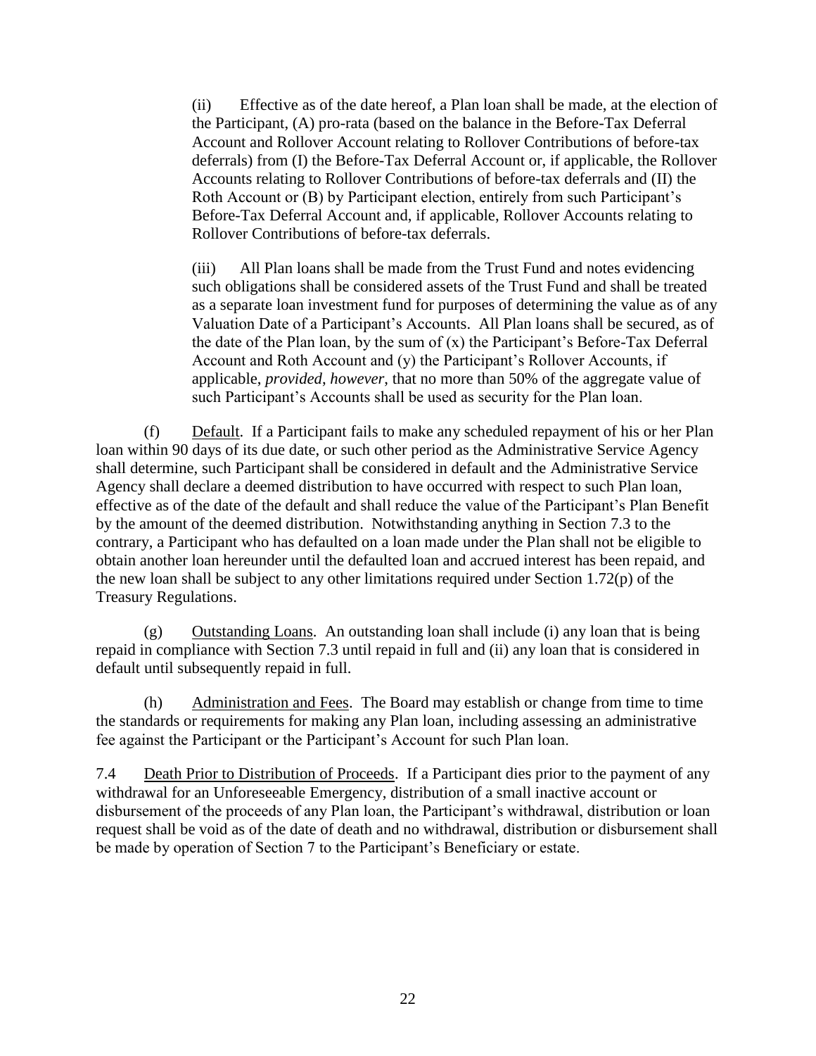(ii) Effective as of the date hereof, a Plan loan shall be made, at the election of the Participant, (A) pro-rata (based on the balance in the Before-Tax Deferral Account and Rollover Account relating to Rollover Contributions of before-tax deferrals) from (I) the Before-Tax Deferral Account or, if applicable, the Rollover Accounts relating to Rollover Contributions of before-tax deferrals and (II) the Roth Account or (B) by Participant election, entirely from such Participant's Before-Tax Deferral Account and, if applicable, Rollover Accounts relating to Rollover Contributions of before-tax deferrals.

(iii) All Plan loans shall be made from the Trust Fund and notes evidencing such obligations shall be considered assets of the Trust Fund and shall be treated as a separate loan investment fund for purposes of determining the value as of any Valuation Date of a Participant's Accounts. All Plan loans shall be secured, as of the date of the Plan loan, by the sum of (x) the Participant's Before-Tax Deferral Account and Roth Account and (y) the Participant's Rollover Accounts, if applicable, *provided*, *however*, that no more than 50% of the aggregate value of such Participant's Accounts shall be used as security for the Plan loan.

(f) Default. If a Participant fails to make any scheduled repayment of his or her Plan loan within 90 days of its due date, or such other period as the Administrative Service Agency shall determine, such Participant shall be considered in default and the Administrative Service Agency shall declare a deemed distribution to have occurred with respect to such Plan loan, effective as of the date of the default and shall reduce the value of the Participant's Plan Benefit by the amount of the deemed distribution. Notwithstanding anything in Section 7.3 to the contrary, a Participant who has defaulted on a loan made under the Plan shall not be eligible to obtain another loan hereunder until the defaulted loan and accrued interest has been repaid, and the new loan shall be subject to any other limitations required under Section 1.72(p) of the Treasury Regulations.

(g) Outstanding Loans. An outstanding loan shall include (i) any loan that is being repaid in compliance with Section 7.3 until repaid in full and (ii) any loan that is considered in default until subsequently repaid in full.

(h) Administration and Fees. The Board may establish or change from time to time the standards or requirements for making any Plan loan, including assessing an administrative fee against the Participant or the Participant's Account for such Plan loan.

7.4 Death Prior to Distribution of Proceeds. If a Participant dies prior to the payment of any withdrawal for an Unforeseeable Emergency, distribution of a small inactive account or disbursement of the proceeds of any Plan loan, the Participant's withdrawal, distribution or loan request shall be void as of the date of death and no withdrawal, distribution or disbursement shall be made by operation of Section 7 to the Participant's Beneficiary or estate.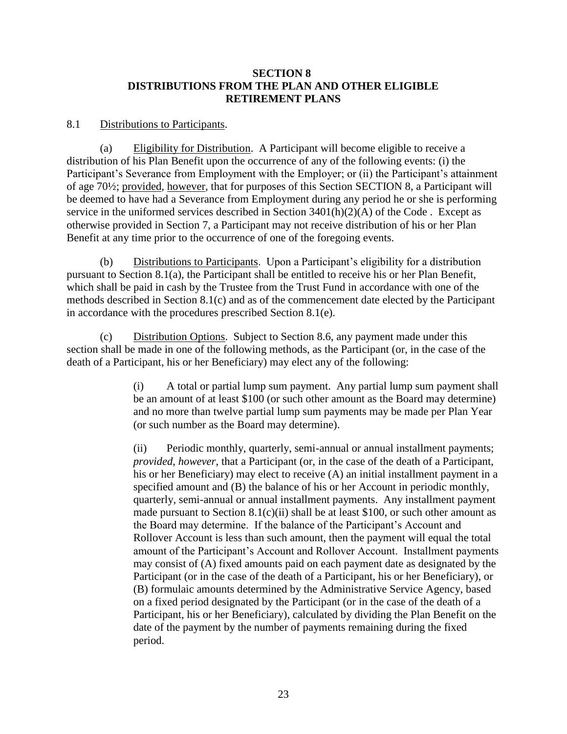## SECTION 8
## DISTRIBUTIONS FROM THE PLAN AND OTHER ELIGIBLE RETIREMENT PLANS

8.1 Distributions to Participants.

(a) Eligibility for Distribution. A Participant will become eligible to receive a distribution of his Plan Benefit upon the occurrence of any of the following events: (i) the Participant's Severance from Employment with the Employer; or (ii) the Participant's attainment of age 70½; provided, however, that for purposes of this Section SECTION 8, a Participant will be deemed to have had a Severance from Employment during any period he or she is performing service in the uniformed services described in Section 3401(h)(2)(A) of the Code . Except as otherwise provided in Section 7, a Participant may not receive distribution of his or her Plan Benefit at any time prior to the occurrence of one of the foregoing events.

(b) Distributions to Participants. Upon a Participant's eligibility for a distribution pursuant to Section 8.1(a), the Participant shall be entitled to receive his or her Plan Benefit, which shall be paid in cash by the Trustee from the Trust Fund in accordance with one of the methods described in Section 8.1(c) and as of the commencement date elected by the Participant in accordance with the procedures prescribed Section 8.1(e).

(c) Distribution Options. Subject to Section 8.6, any payment made under this section shall be made in one of the following methods, as the Participant (or, in the case of the death of a Participant, his or her Beneficiary) may elect any of the following:

> (i) A total or partial lump sum payment. Any partial lump sum payment shall be an amount of at least $100 (or such other amount as the Board may determine) and no more than twelve partial lump sum payments may be made per Plan Year (or such number as the Board may determine).
>
> (ii) Periodic monthly, quarterly, semi-annual or annual installment payments; *provided*, *however*, that a Participant (or, in the case of the death of a Participant, his or her Beneficiary) may elect to receive (A) an initial installment payment in a specified amount and (B) the balance of his or her Account in periodic monthly, quarterly, semi-annual or annual installment payments. Any installment payment made pursuant to Section 8.1(c)(ii) shall be at least $100, or such other amount as the Board may determine. If the balance of the Participant's Account and Rollover Account is less than such amount, then the payment will equal the total amount of the Participant's Account and Rollover Account. Installment payments may consist of (A) fixed amounts paid on each payment date as designated by the Participant (or in the case of the death of a Participant, his or her Beneficiary), or (B) formulaic amounts determined by the Administrative Service Agency, based on a fixed period designated by the Participant (or in the case of the death of a Participant, his or her Beneficiary), calculated by dividing the Plan Benefit on the date of the payment by the number of payments remaining during the fixed period.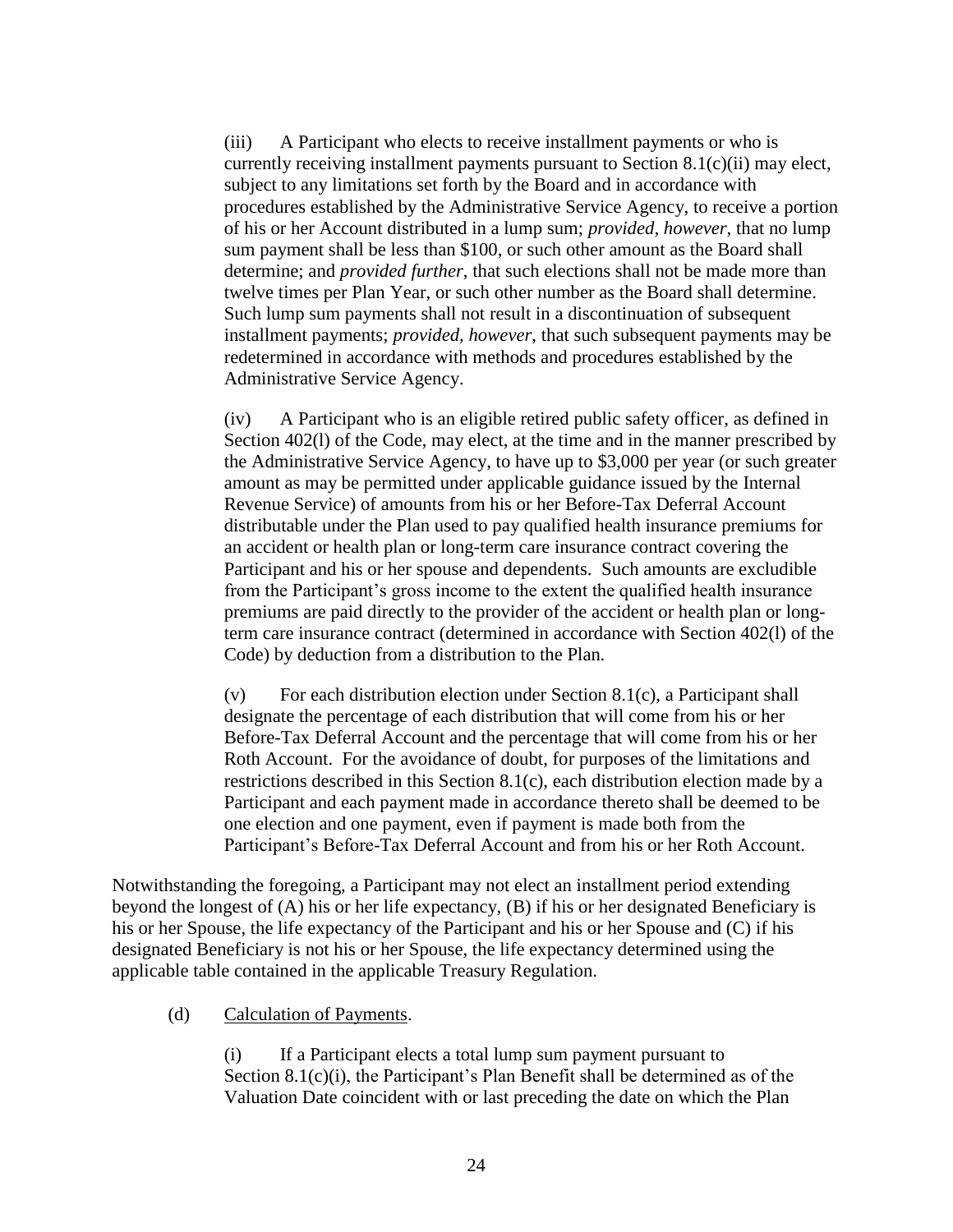(iii) A Participant who elects to receive installment payments or who is currently receiving installment payments pursuant to Section 8.1(c)(ii) may elect, subject to any limitations set forth by the Board and in accordance with procedures established by the Administrative Service Agency, to receive a portion of his or her Account distributed in a lump sum; *provided, however*, that no lump sum payment shall be less than $100, or such other amount as the Board shall determine; and *provided further*, that such elections shall not be made more than twelve times per Plan Year, or such other number as the Board shall determine. Such lump sum payments shall not result in a discontinuation of subsequent installment payments; *provided, however*, that such subsequent payments may be redetermined in accordance with methods and procedures established by the Administrative Service Agency.

(iv) A Participant who is an eligible retired public safety officer, as defined in Section 402(l) of the Code, may elect, at the time and in the manner prescribed by the Administrative Service Agency, to have up to $3,000 per year (or such greater amount as may be permitted under applicable guidance issued by the Internal Revenue Service) of amounts from his or her Before-Tax Deferral Account distributable under the Plan used to pay qualified health insurance premiums for an accident or health plan or long-term care insurance contract covering the Participant and his or her spouse and dependents. Such amounts are excludible from the Participant's gross income to the extent the qualified health insurance premiums are paid directly to the provider of the accident or health plan or long-term care insurance contract (determined in accordance with Section 402(l) of the Code) by deduction from a distribution to the Plan.

(v) For each distribution election under Section 8.1(c), a Participant shall designate the percentage of each distribution that will come from his or her Before-Tax Deferral Account and the percentage that will come from his or her Roth Account. For the avoidance of doubt, for purposes of the limitations and restrictions described in this Section 8.1(c), each distribution election made by a Participant and each payment made in accordance thereto shall be deemed to be one election and one payment, even if payment is made both from the Participant's Before-Tax Deferral Account and from his or her Roth Account.

Notwithstanding the foregoing, a Participant may not elect an installment period extending beyond the longest of (A) his or her life expectancy, (B) if his or her designated Beneficiary is his or her Spouse, the life expectancy of the Participant and his or her Spouse and (C) if his designated Beneficiary is not his or her Spouse, the life expectancy determined using the applicable table contained in the applicable Treasury Regulation.

(d) Calculation of Payments.

(i) If a Participant elects a total lump sum payment pursuant to Section 8.1(c)(i), the Participant's Plan Benefit shall be determined as of the Valuation Date coincident with or last preceding the date on which the Plan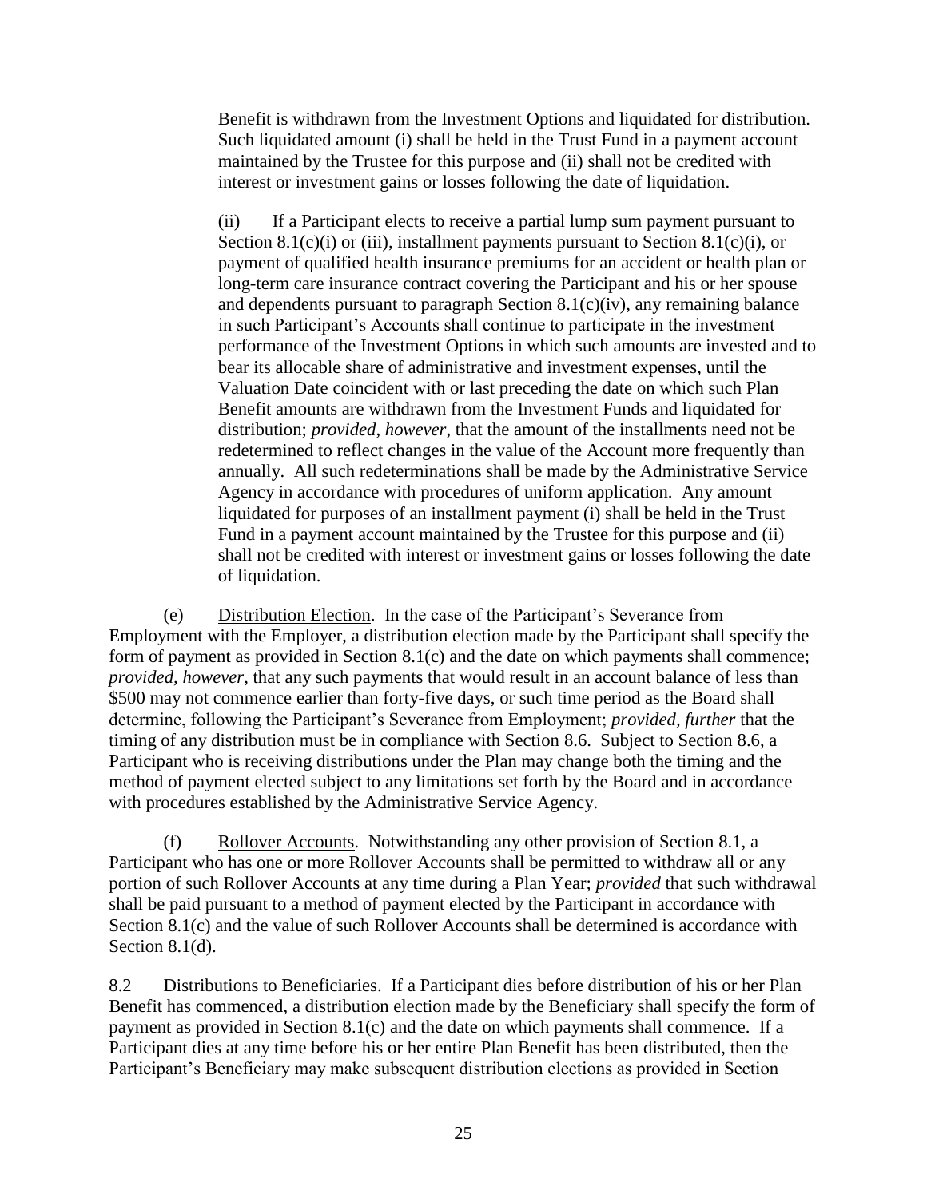Benefit is withdrawn from the Investment Options and liquidated for distribution. Such liquidated amount (i) shall be held in the Trust Fund in a payment account maintained by the Trustee for this purpose and (ii) shall not be credited with interest or investment gains or losses following the date of liquidation.

(ii) If a Participant elects to receive a partial lump sum payment pursuant to Section 8.1(c)(i) or (iii), installment payments pursuant to Section 8.1(c)(i), or payment of qualified health insurance premiums for an accident or health plan or long-term care insurance contract covering the Participant and his or her spouse and dependents pursuant to paragraph Section 8.1(c)(iv), any remaining balance in such Participant's Accounts shall continue to participate in the investment performance of the Investment Options in which such amounts are invested and to bear its allocable share of administrative and investment expenses, until the Valuation Date coincident with or last preceding the date on which such Plan Benefit amounts are withdrawn from the Investment Funds and liquidated for distribution; *provided*, *however*, that the amount of the installments need not be redetermined to reflect changes in the value of the Account more frequently than annually. All such redeterminations shall be made by the Administrative Service Agency in accordance with procedures of uniform application. Any amount liquidated for purposes of an installment payment (i) shall be held in the Trust Fund in a payment account maintained by the Trustee for this purpose and (ii) shall not be credited with interest or investment gains or losses following the date of liquidation.

(e) Distribution Election. In the case of the Participant's Severance from Employment with the Employer, a distribution election made by the Participant shall specify the form of payment as provided in Section 8.1(c) and the date on which payments shall commence; *provided, however*, that any such payments that would result in an account balance of less than $500 may not commence earlier than forty-five days, or such time period as the Board shall determine, following the Participant's Severance from Employment; *provided, further* that the timing of any distribution must be in compliance with Section 8.6. Subject to Section 8.6, a Participant who is receiving distributions under the Plan may change both the timing and the method of payment elected subject to any limitations set forth by the Board and in accordance with procedures established by the Administrative Service Agency.

(f) Rollover Accounts. Notwithstanding any other provision of Section 8.1, a Participant who has one or more Rollover Accounts shall be permitted to withdraw all or any portion of such Rollover Accounts at any time during a Plan Year; *provided* that such withdrawal shall be paid pursuant to a method of payment elected by the Participant in accordance with Section 8.1(c) and the value of such Rollover Accounts shall be determined is accordance with Section 8.1(d).

8.2 Distributions to Beneficiaries. If a Participant dies before distribution of his or her Plan Benefit has commenced, a distribution election made by the Beneficiary shall specify the form of payment as provided in Section 8.1(c) and the date on which payments shall commence. If a Participant dies at any time before his or her entire Plan Benefit has been distributed, then the Participant's Beneficiary may make subsequent distribution elections as provided in Section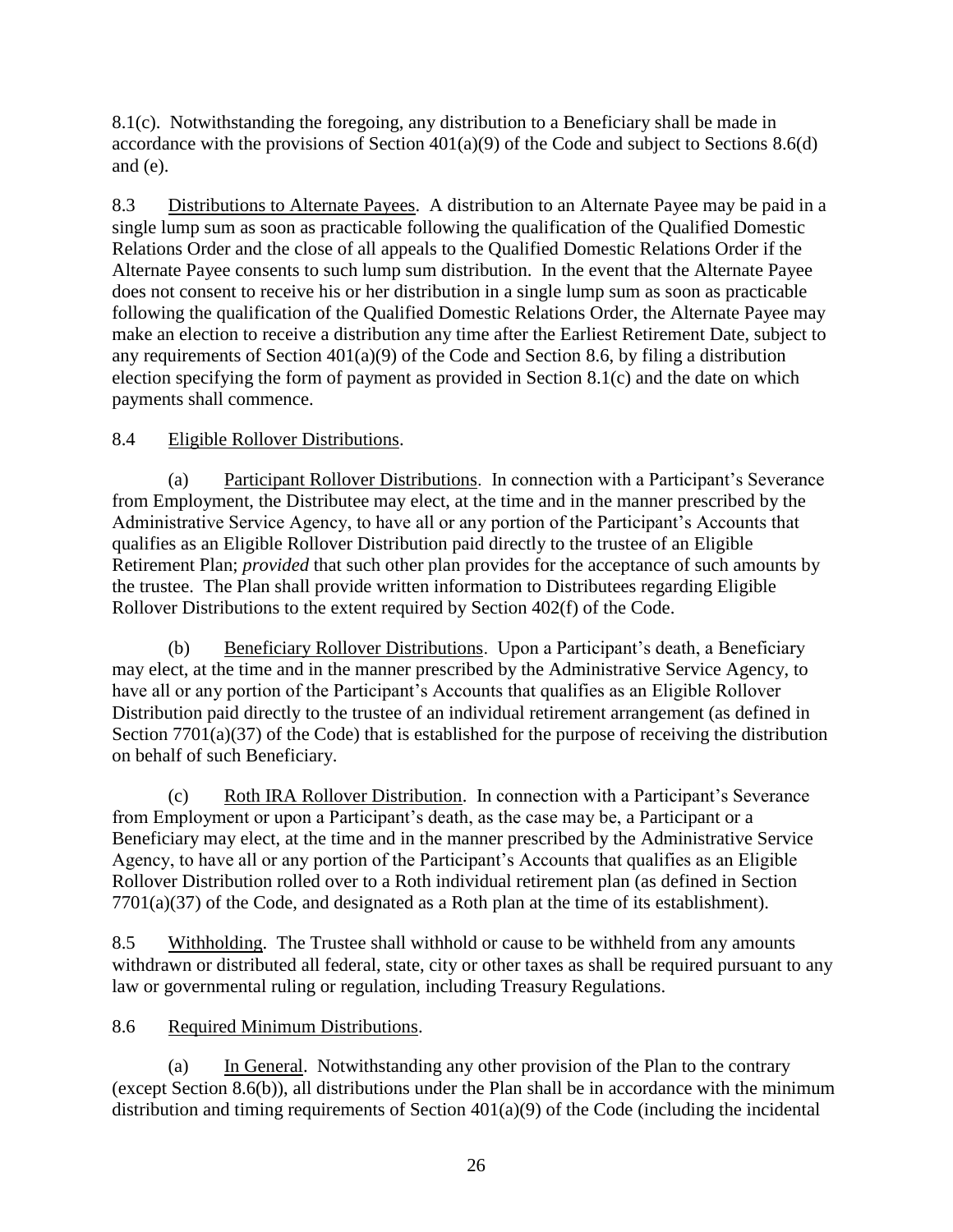8.1(c). Notwithstanding the foregoing, any distribution to a Beneficiary shall be made in accordance with the provisions of Section 401(a)(9) of the Code and subject to Sections 8.6(d) and (e).

8.3 Distributions to Alternate Payees. A distribution to an Alternate Payee may be paid in a single lump sum as soon as practicable following the qualification of the Qualified Domestic Relations Order and the close of all appeals to the Qualified Domestic Relations Order if the Alternate Payee consents to such lump sum distribution. In the event that the Alternate Payee does not consent to receive his or her distribution in a single lump sum as soon as practicable following the qualification of the Qualified Domestic Relations Order, the Alternate Payee may make an election to receive a distribution any time after the Earliest Retirement Date, subject to any requirements of Section 401(a)(9) of the Code and Section 8.6, by filing a distribution election specifying the form of payment as provided in Section 8.1(c) and the date on which payments shall commence.

8.4 Eligible Rollover Distributions.

(a) Participant Rollover Distributions. In connection with a Participant's Severance from Employment, the Distributee may elect, at the time and in the manner prescribed by the Administrative Service Agency, to have all or any portion of the Participant's Accounts that qualifies as an Eligible Rollover Distribution paid directly to the trustee of an Eligible Retirement Plan; *provided* that such other plan provides for the acceptance of such amounts by the trustee. The Plan shall provide written information to Distributees regarding Eligible Rollover Distributions to the extent required by Section 402(f) of the Code.

(b) Beneficiary Rollover Distributions. Upon a Participant's death, a Beneficiary may elect, at the time and in the manner prescribed by the Administrative Service Agency, to have all or any portion of the Participant's Accounts that qualifies as an Eligible Rollover Distribution paid directly to the trustee of an individual retirement arrangement (as defined in Section 7701(a)(37) of the Code) that is established for the purpose of receiving the distribution on behalf of such Beneficiary.

(c) Roth IRA Rollover Distribution. In connection with a Participant's Severance from Employment or upon a Participant's death, as the case may be, a Participant or a Beneficiary may elect, at the time and in the manner prescribed by the Administrative Service Agency, to have all or any portion of the Participant's Accounts that qualifies as an Eligible Rollover Distribution rolled over to a Roth individual retirement plan (as defined in Section 7701(a)(37) of the Code, and designated as a Roth plan at the time of its establishment).

8.5 Withholding. The Trustee shall withhold or cause to be withheld from any amounts withdrawn or distributed all federal, state, city or other taxes as shall be required pursuant to any law or governmental ruling or regulation, including Treasury Regulations.

8.6 Required Minimum Distributions.

(a) In General. Notwithstanding any other provision of the Plan to the contrary (except Section 8.6(b)), all distributions under the Plan shall be in accordance with the minimum distribution and timing requirements of Section 401(a)(9) of the Code (including the incidental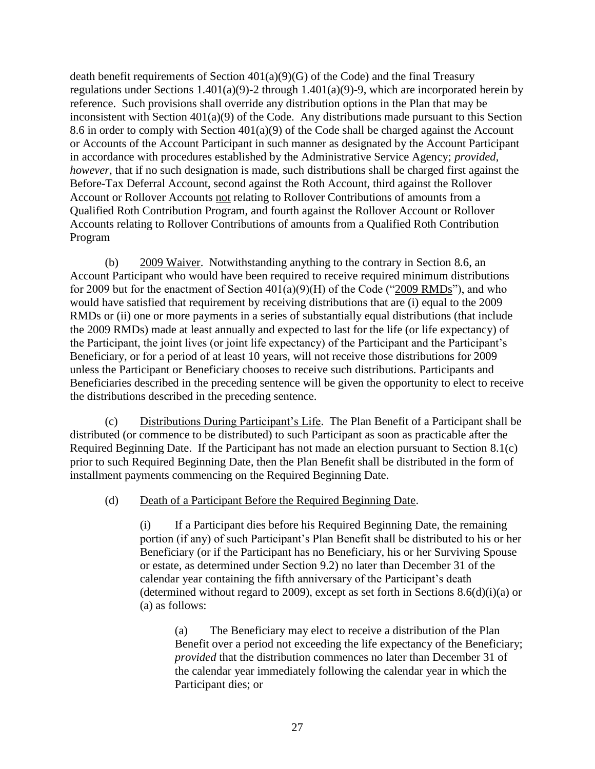death benefit requirements of Section 401(a)(9)(G) of the Code) and the final Treasury regulations under Sections 1.401(a)(9)-2 through 1.401(a)(9)-9, which are incorporated herein by reference. Such provisions shall override any distribution options in the Plan that may be inconsistent with Section 401(a)(9) of the Code. Any distributions made pursuant to this Section 8.6 in order to comply with Section 401(a)(9) of the Code shall be charged against the Account or Accounts of the Account Participant in such manner as designated by the Account Participant in accordance with procedures established by the Administrative Service Agency; *provided*, *however*, that if no such designation is made, such distributions shall be charged first against the Before-Tax Deferral Account, second against the Roth Account, third against the Rollover Account or Rollover Accounts not relating to Rollover Contributions of amounts from a Qualified Roth Contribution Program, and fourth against the Rollover Account or Rollover Accounts relating to Rollover Contributions of amounts from a Qualified Roth Contribution Program

(b) 2009 Waiver. Notwithstanding anything to the contrary in Section 8.6, an Account Participant who would have been required to receive required minimum distributions for 2009 but for the enactment of Section 401(a)(9)(H) of the Code ("2009 RMDs"), and who would have satisfied that requirement by receiving distributions that are (i) equal to the 2009 RMDs or (ii) one or more payments in a series of substantially equal distributions (that include the 2009 RMDs) made at least annually and expected to last for the life (or life expectancy) of the Participant, the joint lives (or joint life expectancy) of the Participant and the Participant's Beneficiary, or for a period of at least 10 years, will not receive those distributions for 2009 unless the Participant or Beneficiary chooses to receive such distributions. Participants and Beneficiaries described in the preceding sentence will be given the opportunity to elect to receive the distributions described in the preceding sentence.

(c) Distributions During Participant's Life. The Plan Benefit of a Participant shall be distributed (or commence to be distributed) to such Participant as soon as practicable after the Required Beginning Date. If the Participant has not made an election pursuant to Section 8.1(c) prior to such Required Beginning Date, then the Plan Benefit shall be distributed in the form of installment payments commencing on the Required Beginning Date.

(d) Death of a Participant Before the Required Beginning Date.

(i) If a Participant dies before his Required Beginning Date, the remaining portion (if any) of such Participant's Plan Benefit shall be distributed to his or her Beneficiary (or if the Participant has no Beneficiary, his or her Surviving Spouse or estate, as determined under Section 9.2) no later than December 31 of the calendar year containing the fifth anniversary of the Participant's death (determined without regard to 2009), except as set forth in Sections 8.6(d)(i)(a) or (a) as follows:

(a) The Beneficiary may elect to receive a distribution of the Plan Benefit over a period not exceeding the life expectancy of the Beneficiary; *provided* that the distribution commences no later than December 31 of the calendar year immediately following the calendar year in which the Participant dies; or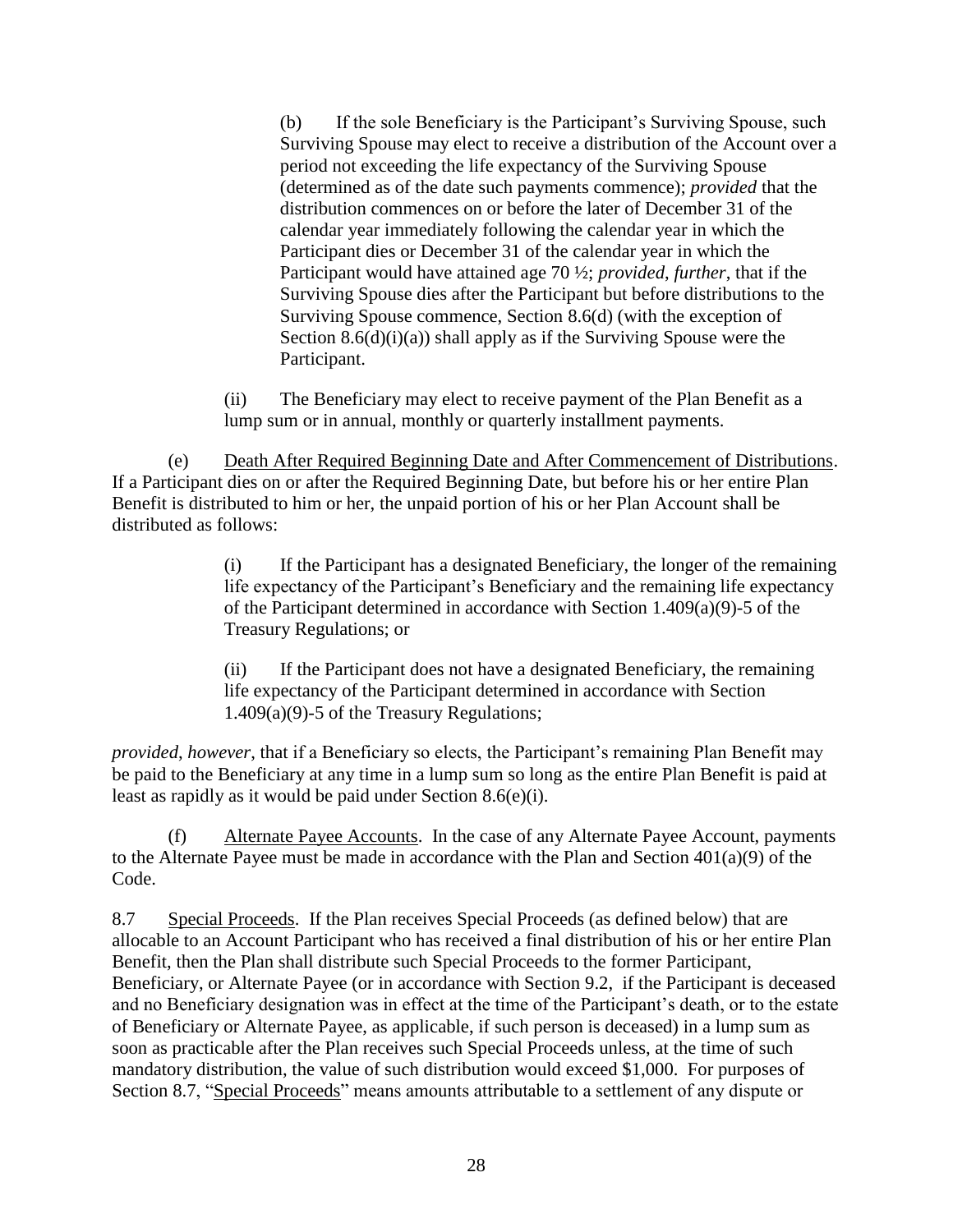(b) If the sole Beneficiary is the Participant's Surviving Spouse, such Surviving Spouse may elect to receive a distribution of the Account over a period not exceeding the life expectancy of the Surviving Spouse (determined as of the date such payments commence); *provided* that the distribution commences on or before the later of December 31 of the calendar year immediately following the calendar year in which the Participant dies or December 31 of the calendar year in which the Participant would have attained age 70 ½; *provided*, *further*, that if the Surviving Spouse dies after the Participant but before distributions to the Surviving Spouse commence, Section 8.6(d) (with the exception of Section 8.6(d)(i)(a)) shall apply as if the Surviving Spouse were the Participant.

(ii) The Beneficiary may elect to receive payment of the Plan Benefit as a lump sum or in annual, monthly or quarterly installment payments.

(e) Death After Required Beginning Date and After Commencement of Distributions. If a Participant dies on or after the Required Beginning Date, but before his or her entire Plan Benefit is distributed to him or her, the unpaid portion of his or her Plan Account shall be distributed as follows:

(i) If the Participant has a designated Beneficiary, the longer of the remaining life expectancy of the Participant's Beneficiary and the remaining life expectancy of the Participant determined in accordance with Section 1.409(a)(9)-5 of the Treasury Regulations; or

(ii) If the Participant does not have a designated Beneficiary, the remaining life expectancy of the Participant determined in accordance with Section 1.409(a)(9)-5 of the Treasury Regulations;

*provided*, *however*, that if a Beneficiary so elects, the Participant's remaining Plan Benefit may be paid to the Beneficiary at any time in a lump sum so long as the entire Plan Benefit is paid at least as rapidly as it would be paid under Section 8.6(e)(i).

(f) Alternate Payee Accounts. In the case of any Alternate Payee Account, payments to the Alternate Payee must be made in accordance with the Plan and Section 401(a)(9) of the Code.

8.7 Special Proceeds. If the Plan receives Special Proceeds (as defined below) that are allocable to an Account Participant who has received a final distribution of his or her entire Plan Benefit, then the Plan shall distribute such Special Proceeds to the former Participant, Beneficiary, or Alternate Payee (or in accordance with Section 9.2, if the Participant is deceased and no Beneficiary designation was in effect at the time of the Participant's death, or to the estate of Beneficiary or Alternate Payee, as applicable, if such person is deceased) in a lump sum as soon as practicable after the Plan receives such Special Proceeds unless, at the time of such mandatory distribution, the value of such distribution would exceed $1,000. For purposes of Section 8.7, "Special Proceeds" means amounts attributable to a settlement of any dispute or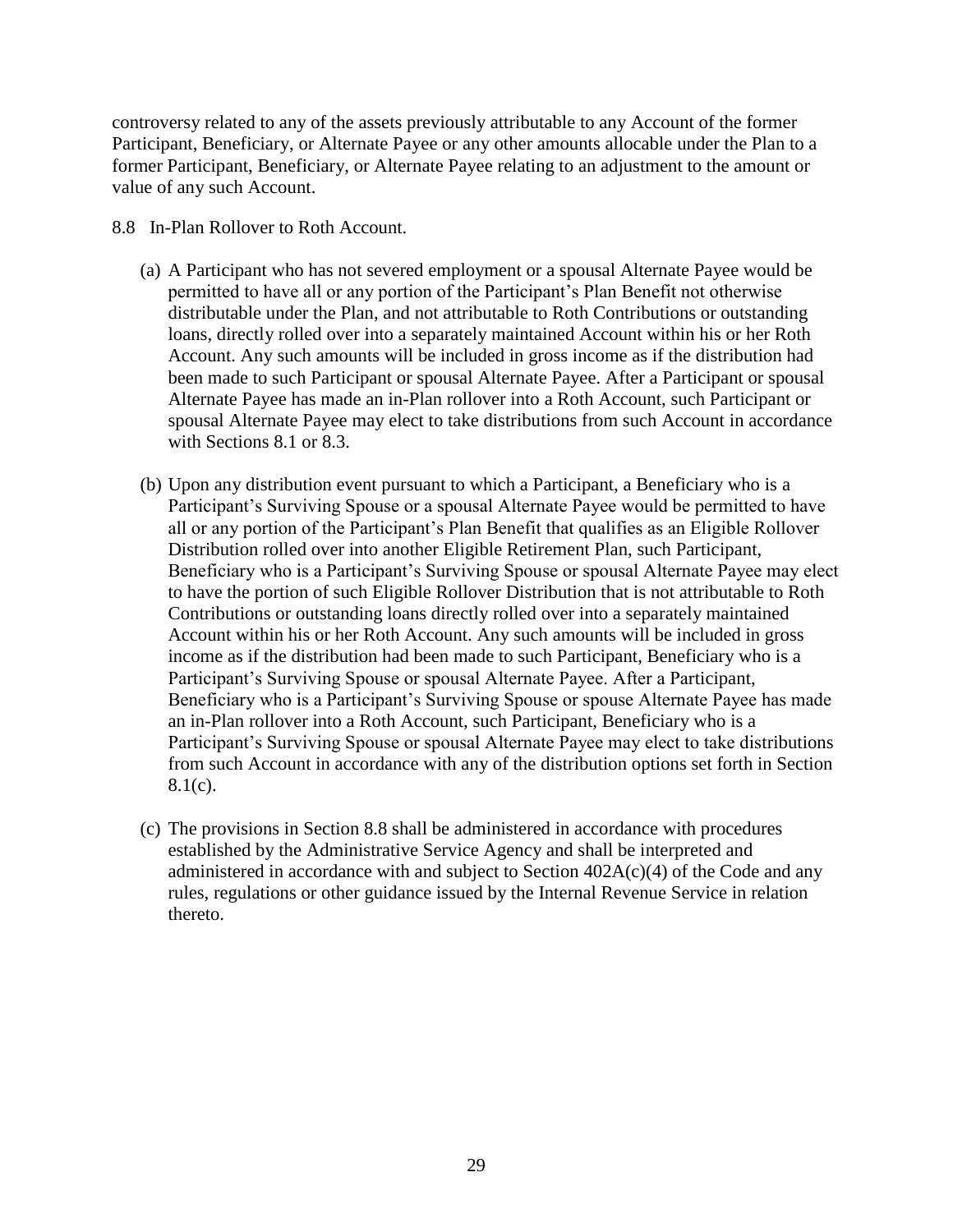controversy related to any of the assets previously attributable to any Account of the former Participant, Beneficiary, or Alternate Payee or any other amounts allocable under the Plan to a former Participant, Beneficiary, or Alternate Payee relating to an adjustment to the amount or value of any such Account.

8.8 In-Plan Rollover to Roth Account.

(a) A Participant who has not severed employment or a spousal Alternate Payee would be permitted to have all or any portion of the Participant's Plan Benefit not otherwise distributable under the Plan, and not attributable to Roth Contributions or outstanding loans, directly rolled over into a separately maintained Account within his or her Roth Account. Any such amounts will be included in gross income as if the distribution had been made to such Participant or spousal Alternate Payee. After a Participant or spousal Alternate Payee has made an in-Plan rollover into a Roth Account, such Participant or spousal Alternate Payee may elect to take distributions from such Account in accordance with Sections 8.1 or 8.3.

(b) Upon any distribution event pursuant to which a Participant, a Beneficiary who is a Participant's Surviving Spouse or a spousal Alternate Payee would be permitted to have all or any portion of the Participant's Plan Benefit that qualifies as an Eligible Rollover Distribution rolled over into another Eligible Retirement Plan, such Participant, Beneficiary who is a Participant's Surviving Spouse or spousal Alternate Payee may elect to have the portion of such Eligible Rollover Distribution that is not attributable to Roth Contributions or outstanding loans directly rolled over into a separately maintained Account within his or her Roth Account. Any such amounts will be included in gross income as if the distribution had been made to such Participant, Beneficiary who is a Participant's Surviving Spouse or spousal Alternate Payee. After a Participant, Beneficiary who is a Participant's Surviving Spouse or spouse Alternate Payee has made an in-Plan rollover into a Roth Account, such Participant, Beneficiary who is a Participant's Surviving Spouse or spousal Alternate Payee may elect to take distributions from such Account in accordance with any of the distribution options set forth in Section 8.1(c).

(c) The provisions in Section 8.8 shall be administered in accordance with procedures established by the Administrative Service Agency and shall be interpreted and administered in accordance with and subject to Section 402A(c)(4) of the Code and any rules, regulations or other guidance issued by the Internal Revenue Service in relation thereto.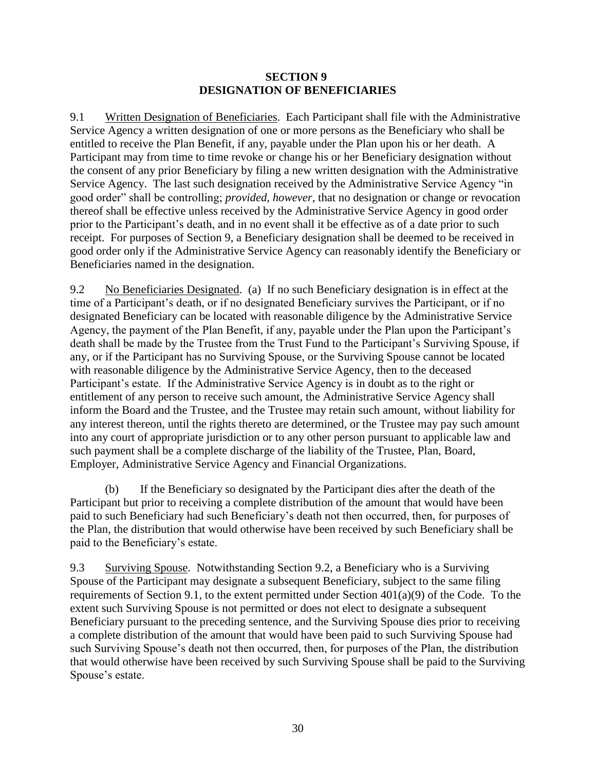## SECTION 9
## DESIGNATION OF BENEFICIARIES

9.1 Written Designation of Beneficiaries. Each Participant shall file with the Administrative Service Agency a written designation of one or more persons as the Beneficiary who shall be entitled to receive the Plan Benefit, if any, payable under the Plan upon his or her death. A Participant may from time to time revoke or change his or her Beneficiary designation without the consent of any prior Beneficiary by filing a new written designation with the Administrative Service Agency. The last such designation received by the Administrative Service Agency "in good order" shall be controlling; *provided, however*, that no designation or change or revocation thereof shall be effective unless received by the Administrative Service Agency in good order prior to the Participant's death, and in no event shall it be effective as of a date prior to such receipt. For purposes of Section 9, a Beneficiary designation shall be deemed to be received in good order only if the Administrative Service Agency can reasonably identify the Beneficiary or Beneficiaries named in the designation.

9.2 No Beneficiaries Designated. (a) If no such Beneficiary designation is in effect at the time of a Participant's death, or if no designated Beneficiary survives the Participant, or if no designated Beneficiary can be located with reasonable diligence by the Administrative Service Agency, the payment of the Plan Benefit, if any, payable under the Plan upon the Participant's death shall be made by the Trustee from the Trust Fund to the Participant's Surviving Spouse, if any, or if the Participant has no Surviving Spouse, or the Surviving Spouse cannot be located with reasonable diligence by the Administrative Service Agency, then to the deceased Participant's estate. If the Administrative Service Agency is in doubt as to the right or entitlement of any person to receive such amount, the Administrative Service Agency shall inform the Board and the Trustee, and the Trustee may retain such amount, without liability for any interest thereon, until the rights thereto are determined, or the Trustee may pay such amount into any court of appropriate jurisdiction or to any other person pursuant to applicable law and such payment shall be a complete discharge of the liability of the Trustee, Plan, Board, Employer, Administrative Service Agency and Financial Organizations.

(b) If the Beneficiary so designated by the Participant dies after the death of the Participant but prior to receiving a complete distribution of the amount that would have been paid to such Beneficiary had such Beneficiary's death not then occurred, then, for purposes of the Plan, the distribution that would otherwise have been received by such Beneficiary shall be paid to the Beneficiary's estate.

9.3 Surviving Spouse. Notwithstanding Section 9.2, a Beneficiary who is a Surviving Spouse of the Participant may designate a subsequent Beneficiary, subject to the same filing requirements of Section 9.1, to the extent permitted under Section 401(a)(9) of the Code. To the extent such Surviving Spouse is not permitted or does not elect to designate a subsequent Beneficiary pursuant to the preceding sentence, and the Surviving Spouse dies prior to receiving a complete distribution of the amount that would have been paid to such Surviving Spouse had such Surviving Spouse's death not then occurred, then, for purposes of the Plan, the distribution that would otherwise have been received by such Surviving Spouse shall be paid to the Surviving Spouse's estate.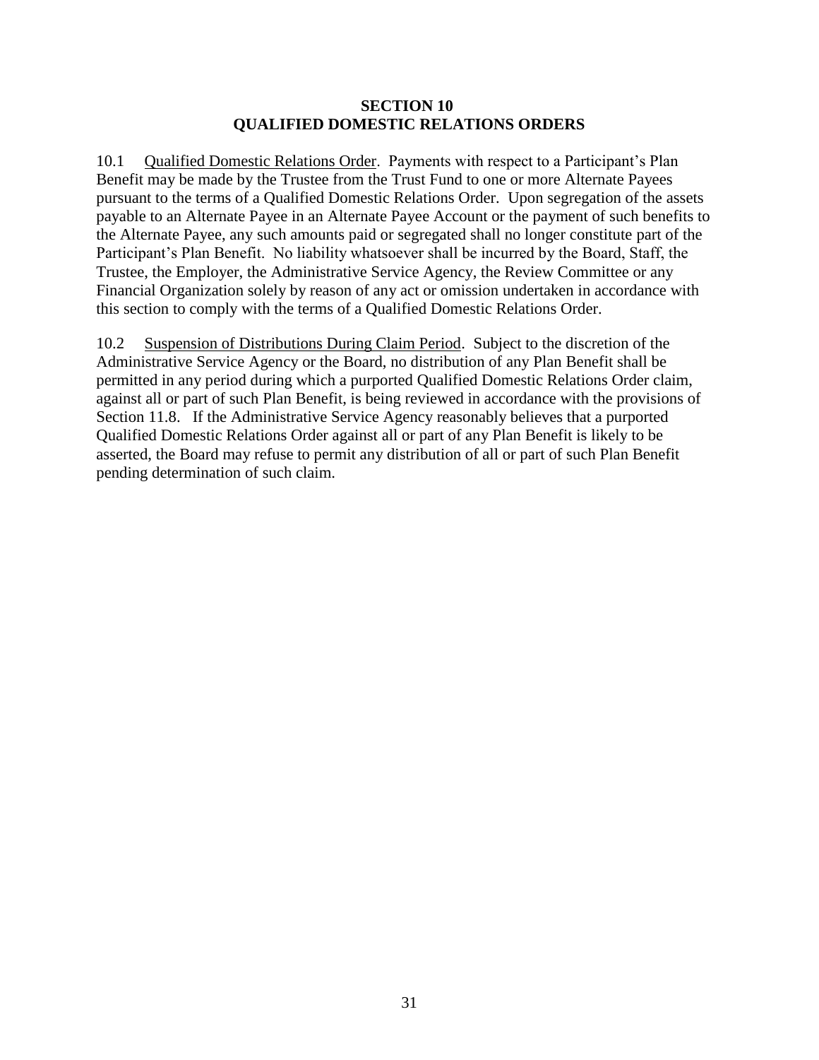## SECTION 10
## QUALIFIED DOMESTIC RELATIONS ORDERS

10.1 Qualified Domestic Relations Order. Payments with respect to a Participant's Plan Benefit may be made by the Trustee from the Trust Fund to one or more Alternate Payees pursuant to the terms of a Qualified Domestic Relations Order. Upon segregation of the assets payable to an Alternate Payee in an Alternate Payee Account or the payment of such benefits to the Alternate Payee, any such amounts paid or segregated shall no longer constitute part of the Participant's Plan Benefit. No liability whatsoever shall be incurred by the Board, Staff, the Trustee, the Employer, the Administrative Service Agency, the Review Committee or any Financial Organization solely by reason of any act or omission undertaken in accordance with this section to comply with the terms of a Qualified Domestic Relations Order.

10.2 Suspension of Distributions During Claim Period. Subject to the discretion of the Administrative Service Agency or the Board, no distribution of any Plan Benefit shall be permitted in any period during which a purported Qualified Domestic Relations Order claim, against all or part of such Plan Benefit, is being reviewed in accordance with the provisions of Section 11.8. If the Administrative Service Agency reasonably believes that a purported Qualified Domestic Relations Order against all or part of any Plan Benefit is likely to be asserted, the Board may refuse to permit any distribution of all or part of such Plan Benefit pending determination of such claim.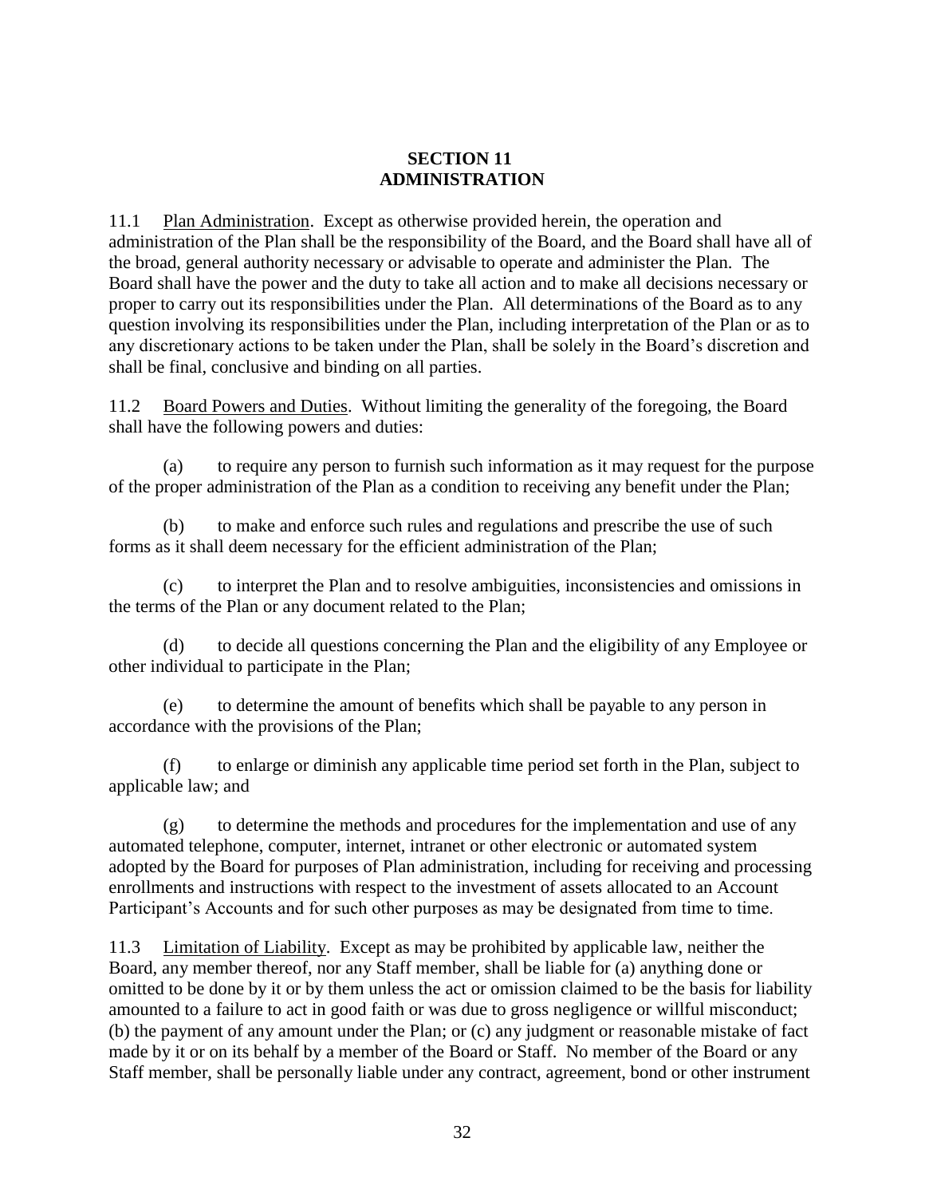## SECTION 11
## ADMINISTRATION

11.1 Plan Administration. Except as otherwise provided herein, the operation and administration of the Plan shall be the responsibility of the Board, and the Board shall have all of the broad, general authority necessary or advisable to operate and administer the Plan. The Board shall have the power and the duty to take all action and to make all decisions necessary or proper to carry out its responsibilities under the Plan. All determinations of the Board as to any question involving its responsibilities under the Plan, including interpretation of the Plan or as to any discretionary actions to be taken under the Plan, shall be solely in the Board's discretion and shall be final, conclusive and binding on all parties.

11.2 Board Powers and Duties. Without limiting the generality of the foregoing, the Board shall have the following powers and duties:

(a) to require any person to furnish such information as it may request for the purpose of the proper administration of the Plan as a condition to receiving any benefit under the Plan;

(b) to make and enforce such rules and regulations and prescribe the use of such forms as it shall deem necessary for the efficient administration of the Plan;

(c) to interpret the Plan and to resolve ambiguities, inconsistencies and omissions in the terms of the Plan or any document related to the Plan;

(d) to decide all questions concerning the Plan and the eligibility of any Employee or other individual to participate in the Plan;

(e) to determine the amount of benefits which shall be payable to any person in accordance with the provisions of the Plan;

(f) to enlarge or diminish any applicable time period set forth in the Plan, subject to applicable law; and

(g) to determine the methods and procedures for the implementation and use of any automated telephone, computer, internet, intranet or other electronic or automated system adopted by the Board for purposes of Plan administration, including for receiving and processing enrollments and instructions with respect to the investment of assets allocated to an Account Participant's Accounts and for such other purposes as may be designated from time to time.

11.3 Limitation of Liability. Except as may be prohibited by applicable law, neither the Board, any member thereof, nor any Staff member, shall be liable for (a) anything done or omitted to be done by it or by them unless the act or omission claimed to be the basis for liability amounted to a failure to act in good faith or was due to gross negligence or willful misconduct; (b) the payment of any amount under the Plan; or (c) any judgment or reasonable mistake of fact made by it or on its behalf by a member of the Board or Staff. No member of the Board or any Staff member, shall be personally liable under any contract, agreement, bond or other instrument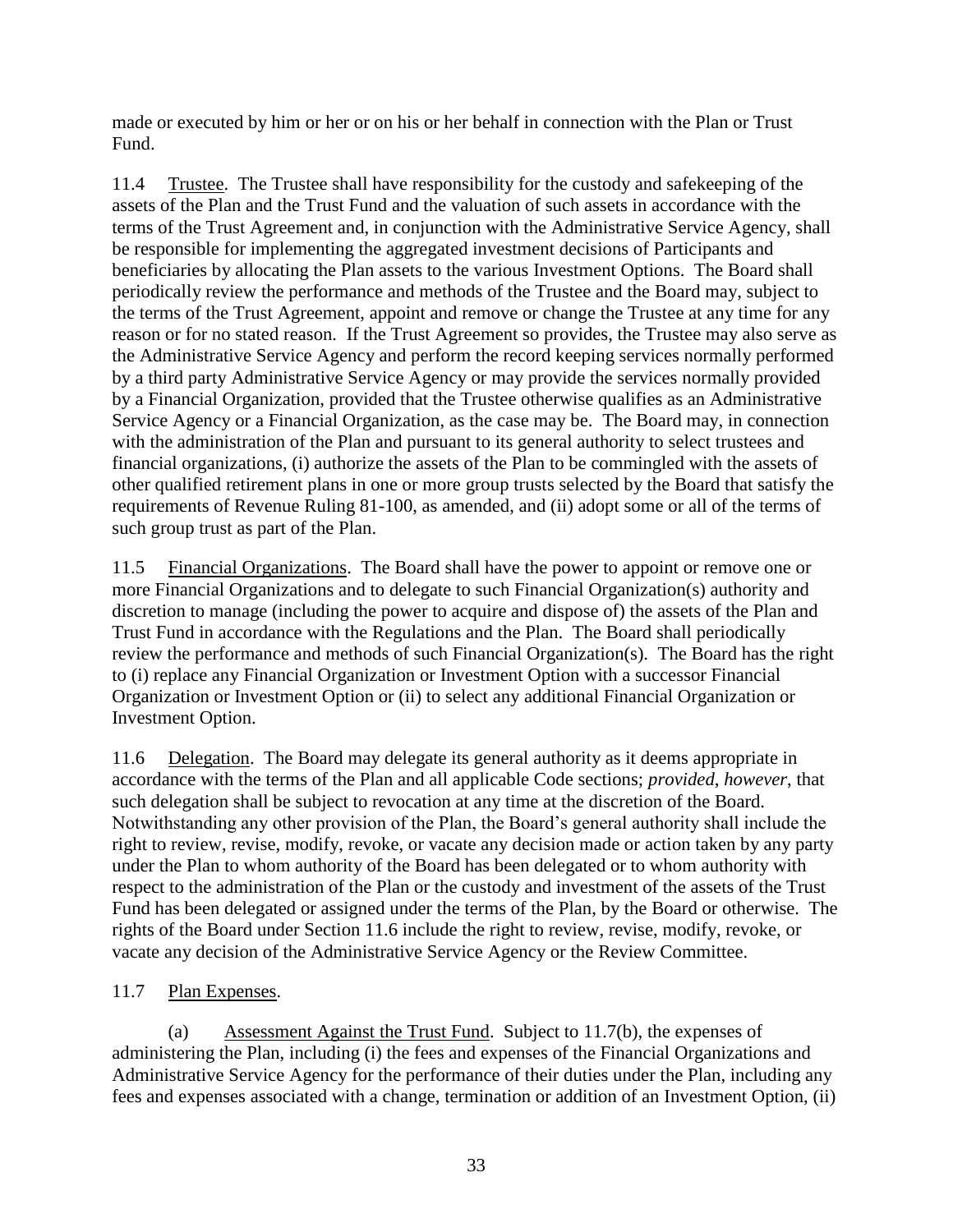made or executed by him or her or on his or her behalf in connection with the Plan or Trust Fund.

11.4 Trustee. The Trustee shall have responsibility for the custody and safekeeping of the assets of the Plan and the Trust Fund and the valuation of such assets in accordance with the terms of the Trust Agreement and, in conjunction with the Administrative Service Agency, shall be responsible for implementing the aggregated investment decisions of Participants and beneficiaries by allocating the Plan assets to the various Investment Options. The Board shall periodically review the performance and methods of the Trustee and the Board may, subject to the terms of the Trust Agreement, appoint and remove or change the Trustee at any time for any reason or for no stated reason. If the Trust Agreement so provides, the Trustee may also serve as the Administrative Service Agency and perform the record keeping services normally performed by a third party Administrative Service Agency or may provide the services normally provided by a Financial Organization, provided that the Trustee otherwise qualifies as an Administrative Service Agency or a Financial Organization, as the case may be. The Board may, in connection with the administration of the Plan and pursuant to its general authority to select trustees and financial organizations, (i) authorize the assets of the Plan to be commingled with the assets of other qualified retirement plans in one or more group trusts selected by the Board that satisfy the requirements of Revenue Ruling 81-100, as amended, and (ii) adopt some or all of the terms of such group trust as part of the Plan.

11.5 Financial Organizations. The Board shall have the power to appoint or remove one or more Financial Organizations and to delegate to such Financial Organization(s) authority and discretion to manage (including the power to acquire and dispose of) the assets of the Plan and Trust Fund in accordance with the Regulations and the Plan. The Board shall periodically review the performance and methods of such Financial Organization(s). The Board has the right to (i) replace any Financial Organization or Investment Option with a successor Financial Organization or Investment Option or (ii) to select any additional Financial Organization or Investment Option.

11.6 Delegation. The Board may delegate its general authority as it deems appropriate in accordance with the terms of the Plan and all applicable Code sections; *provided*, *however*, that such delegation shall be subject to revocation at any time at the discretion of the Board. Notwithstanding any other provision of the Plan, the Board's general authority shall include the right to review, revise, modify, revoke, or vacate any decision made or action taken by any party under the Plan to whom authority of the Board has been delegated or to whom authority with respect to the administration of the Plan or the custody and investment of the assets of the Trust Fund has been delegated or assigned under the terms of the Plan, by the Board or otherwise. The rights of the Board under Section 11.6 include the right to review, revise, modify, revoke, or vacate any decision of the Administrative Service Agency or the Review Committee.

11.7 Plan Expenses.

(a) Assessment Against the Trust Fund. Subject to 11.7(b), the expenses of administering the Plan, including (i) the fees and expenses of the Financial Organizations and Administrative Service Agency for the performance of their duties under the Plan, including any fees and expenses associated with a change, termination or addition of an Investment Option, (ii)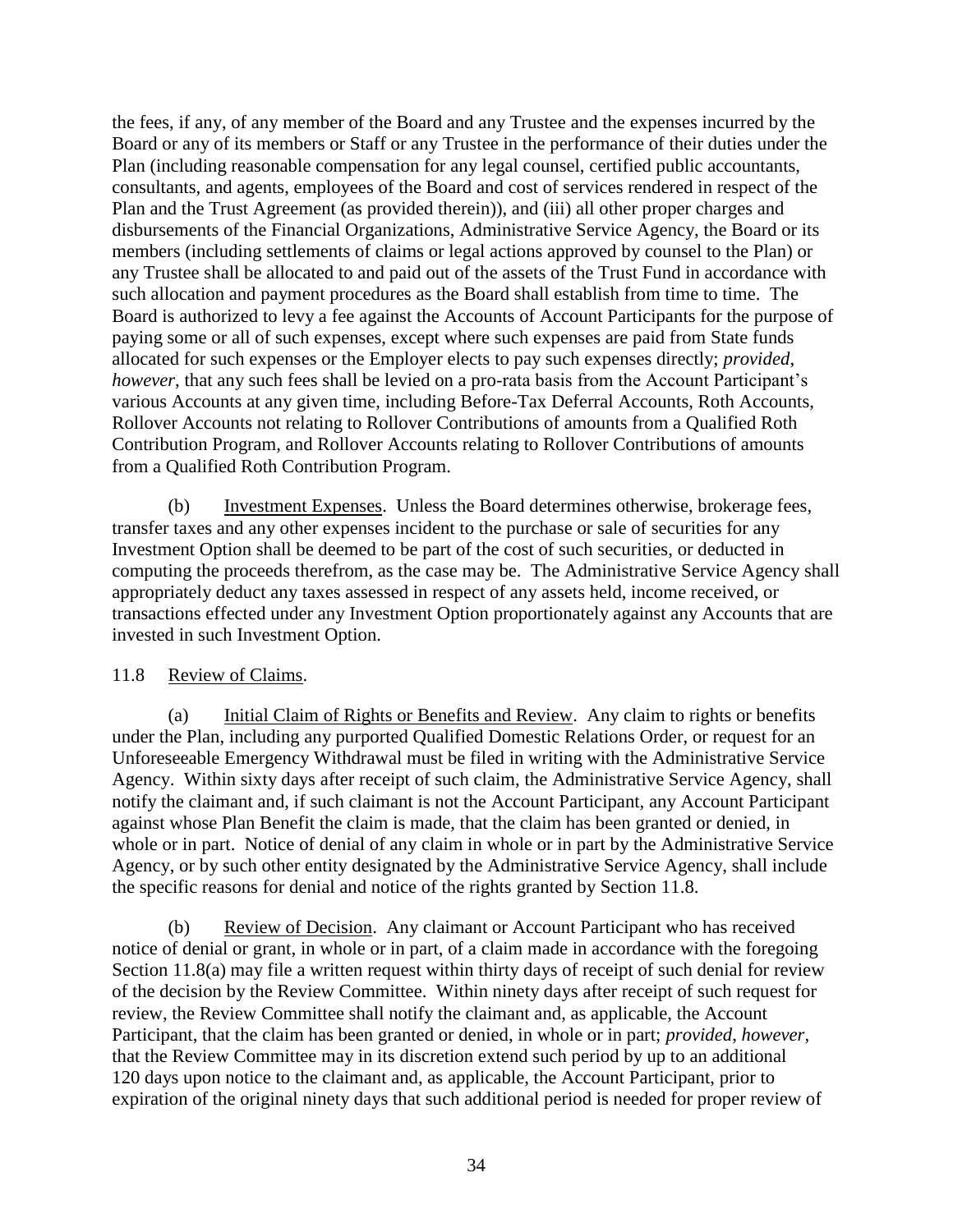the fees, if any, of any member of the Board and any Trustee and the expenses incurred by the Board or any of its members or Staff or any Trustee in the performance of their duties under the Plan (including reasonable compensation for any legal counsel, certified public accountants, consultants, and agents, employees of the Board and cost of services rendered in respect of the Plan and the Trust Agreement (as provided therein)), and (iii) all other proper charges and disbursements of the Financial Organizations, Administrative Service Agency, the Board or its members (including settlements of claims or legal actions approved by counsel to the Plan) or any Trustee shall be allocated to and paid out of the assets of the Trust Fund in accordance with such allocation and payment procedures as the Board shall establish from time to time. The Board is authorized to levy a fee against the Accounts of Account Participants for the purpose of paying some or all of such expenses, except where such expenses are paid from State funds allocated for such expenses or the Employer elects to pay such expenses directly; *provided*, *however*, that any such fees shall be levied on a pro-rata basis from the Account Participant's various Accounts at any given time, including Before-Tax Deferral Accounts, Roth Accounts, Rollover Accounts not relating to Rollover Contributions of amounts from a Qualified Roth Contribution Program, and Rollover Accounts relating to Rollover Contributions of amounts from a Qualified Roth Contribution Program.

(b) Investment Expenses. Unless the Board determines otherwise, brokerage fees, transfer taxes and any other expenses incident to the purchase or sale of securities for any Investment Option shall be deemed to be part of the cost of such securities, or deducted in computing the proceeds therefrom, as the case may be. The Administrative Service Agency shall appropriately deduct any taxes assessed in respect of any assets held, income received, or transactions effected under any Investment Option proportionately against any Accounts that are invested in such Investment Option.

11.8 Review of Claims.

(a) Initial Claim of Rights or Benefits and Review. Any claim to rights or benefits under the Plan, including any purported Qualified Domestic Relations Order, or request for an Unforeseeable Emergency Withdrawal must be filed in writing with the Administrative Service Agency. Within sixty days after receipt of such claim, the Administrative Service Agency, shall notify the claimant and, if such claimant is not the Account Participant, any Account Participant against whose Plan Benefit the claim is made, that the claim has been granted or denied, in whole or in part. Notice of denial of any claim in whole or in part by the Administrative Service Agency, or by such other entity designated by the Administrative Service Agency, shall include the specific reasons for denial and notice of the rights granted by Section 11.8.

(b) Review of Decision. Any claimant or Account Participant who has received notice of denial or grant, in whole or in part, of a claim made in accordance with the foregoing Section 11.8(a) may file a written request within thirty days of receipt of such denial for review of the decision by the Review Committee. Within ninety days after receipt of such request for review, the Review Committee shall notify the claimant and, as applicable, the Account Participant, that the claim has been granted or denied, in whole or in part; *provided*, *however*, that the Review Committee may in its discretion extend such period by up to an additional 120 days upon notice to the claimant and, as applicable, the Account Participant, prior to expiration of the original ninety days that such additional period is needed for proper review of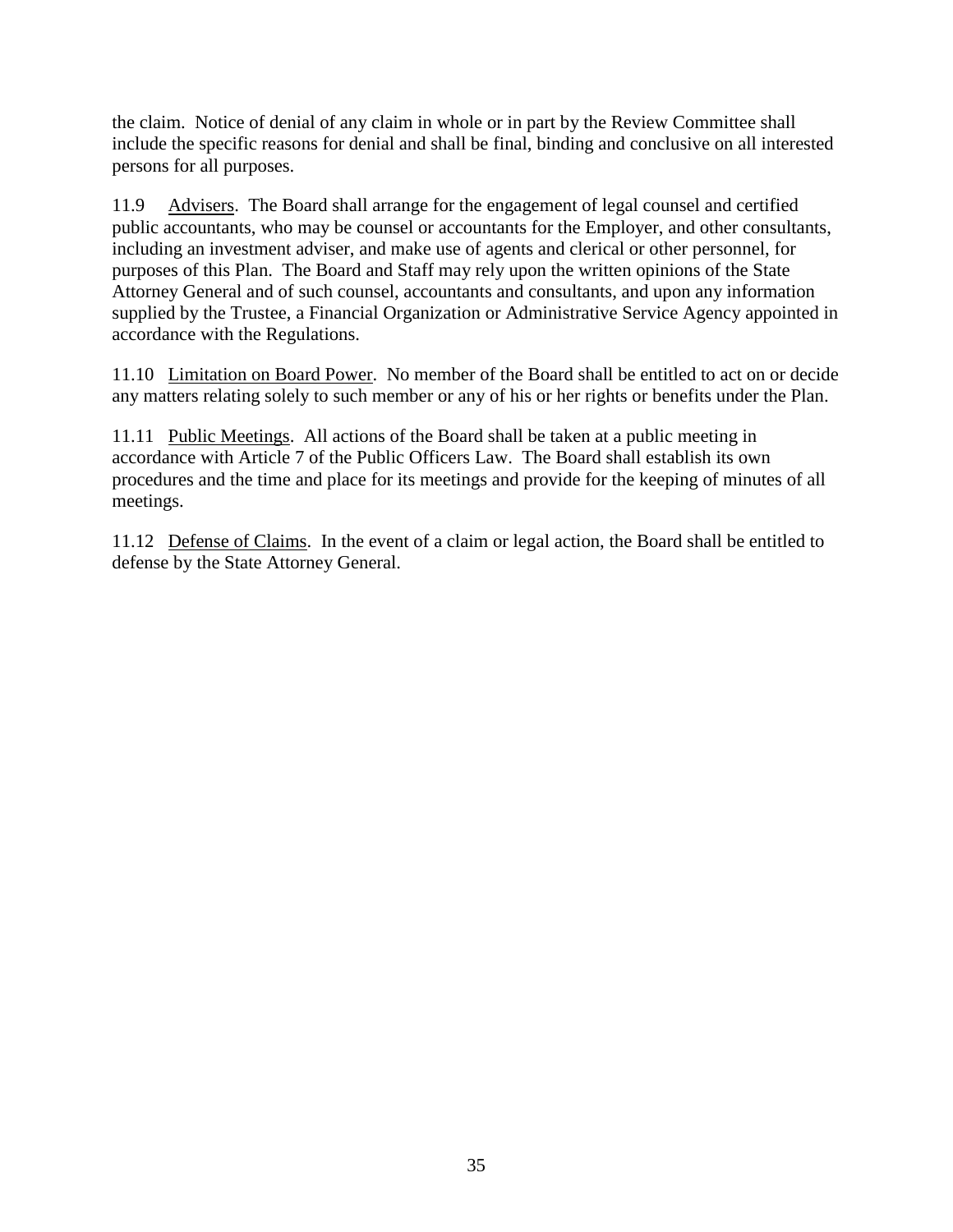the claim. Notice of denial of any claim in whole or in part by the Review Committee shall include the specific reasons for denial and shall be final, binding and conclusive on all interested persons for all purposes.

11.9 Advisers. The Board shall arrange for the engagement of legal counsel and certified public accountants, who may be counsel or accountants for the Employer, and other consultants, including an investment adviser, and make use of agents and clerical or other personnel, for purposes of this Plan. The Board and Staff may rely upon the written opinions of the State Attorney General and of such counsel, accountants and consultants, and upon any information supplied by the Trustee, a Financial Organization or Administrative Service Agency appointed in accordance with the Regulations.

11.10 Limitation on Board Power. No member of the Board shall be entitled to act on or decide any matters relating solely to such member or any of his or her rights or benefits under the Plan.

11.11 Public Meetings. All actions of the Board shall be taken at a public meeting in accordance with Article 7 of the Public Officers Law. The Board shall establish its own procedures and the time and place for its meetings and provide for the keeping of minutes of all meetings.

11.12 Defense of Claims. In the event of a claim or legal action, the Board shall be entitled to defense by the State Attorney General.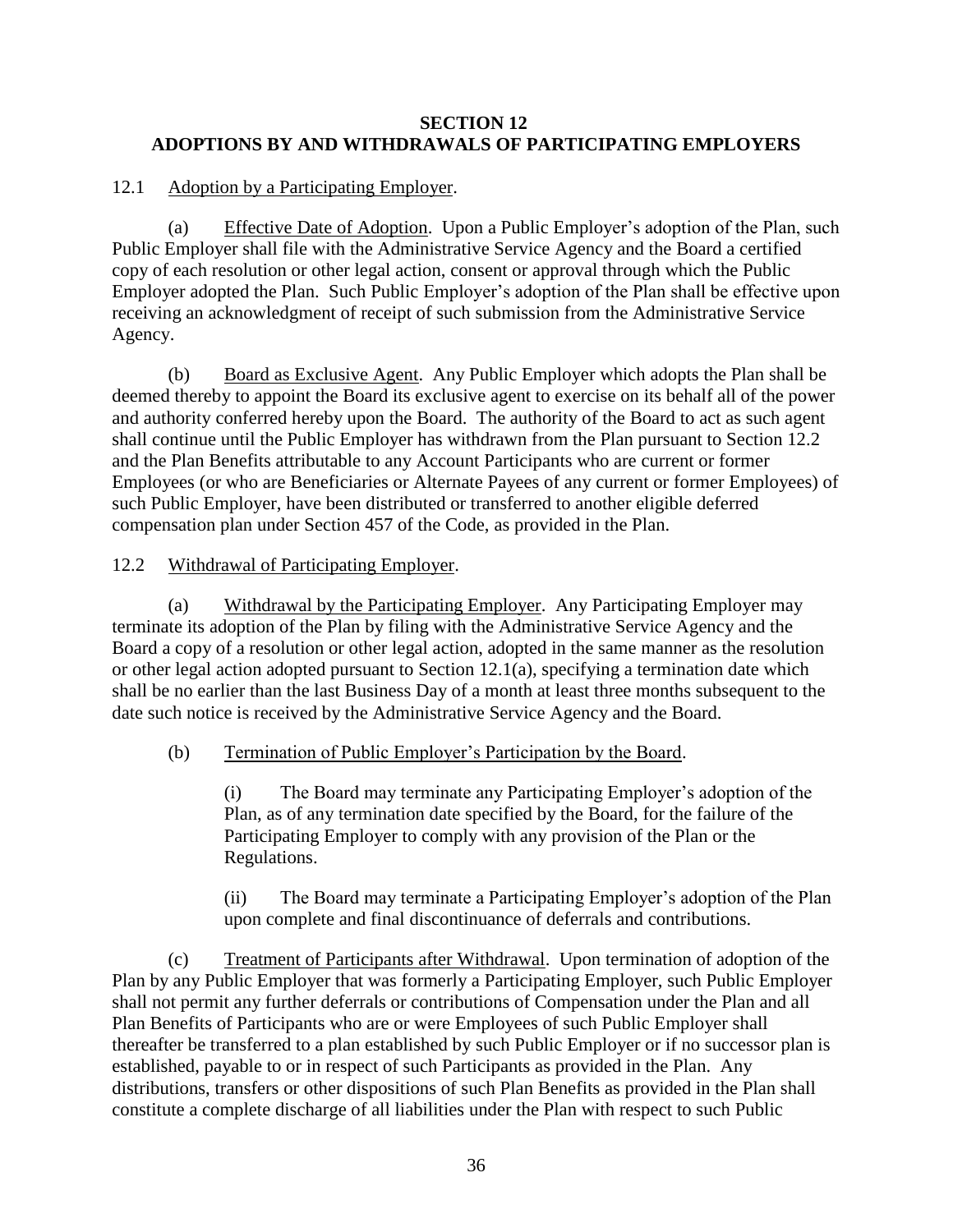## SECTION 12
## ADOPTIONS BY AND WITHDRAWALS OF PARTICIPATING EMPLOYERS

12.1 Adoption by a Participating Employer.

(a) Effective Date of Adoption. Upon a Public Employer's adoption of the Plan, such Public Employer shall file with the Administrative Service Agency and the Board a certified copy of each resolution or other legal action, consent or approval through which the Public Employer adopted the Plan. Such Public Employer's adoption of the Plan shall be effective upon receiving an acknowledgment of receipt of such submission from the Administrative Service Agency.

(b) Board as Exclusive Agent. Any Public Employer which adopts the Plan shall be deemed thereby to appoint the Board its exclusive agent to exercise on its behalf all of the power and authority conferred hereby upon the Board. The authority of the Board to act as such agent shall continue until the Public Employer has withdrawn from the Plan pursuant to Section 12.2 and the Plan Benefits attributable to any Account Participants who are current or former Employees (or who are Beneficiaries or Alternate Payees of any current or former Employees) of such Public Employer, have been distributed or transferred to another eligible deferred compensation plan under Section 457 of the Code, as provided in the Plan.

12.2 Withdrawal of Participating Employer.

(a) Withdrawal by the Participating Employer. Any Participating Employer may terminate its adoption of the Plan by filing with the Administrative Service Agency and the Board a copy of a resolution or other legal action, adopted in the same manner as the resolution or other legal action adopted pursuant to Section 12.1(a), specifying a termination date which shall be no earlier than the last Business Day of a month at least three months subsequent to the date such notice is received by the Administrative Service Agency and the Board.

(b) Termination of Public Employer's Participation by the Board.

(i) The Board may terminate any Participating Employer's adoption of the Plan, as of any termination date specified by the Board, for the failure of the Participating Employer to comply with any provision of the Plan or the Regulations.

(ii) The Board may terminate a Participating Employer's adoption of the Plan upon complete and final discontinuance of deferrals and contributions.

(c) Treatment of Participants after Withdrawal. Upon termination of adoption of the Plan by any Public Employer that was formerly a Participating Employer, such Public Employer shall not permit any further deferrals or contributions of Compensation under the Plan and all Plan Benefits of Participants who are or were Employees of such Public Employer shall thereafter be transferred to a plan established by such Public Employer or if no successor plan is established, payable to or in respect of such Participants as provided in the Plan. Any distributions, transfers or other dispositions of such Plan Benefits as provided in the Plan shall constitute a complete discharge of all liabilities under the Plan with respect to such Public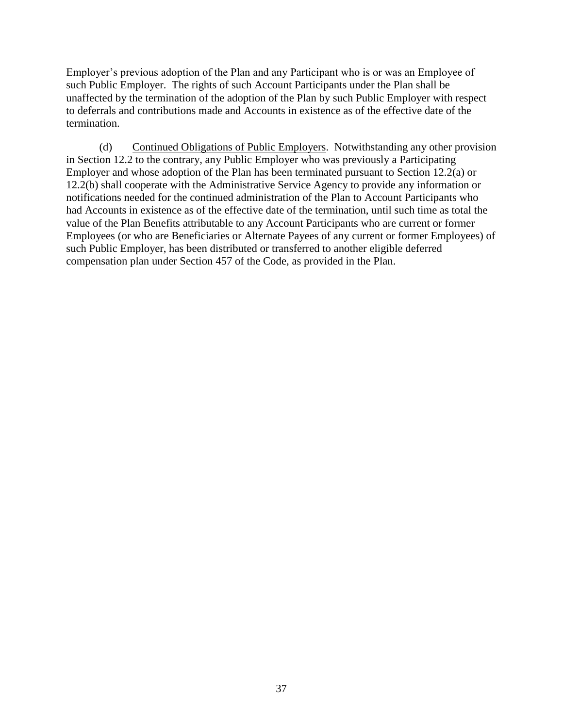Employer's previous adoption of the Plan and any Participant who is or was an Employee of such Public Employer. The rights of such Account Participants under the Plan shall be unaffected by the termination of the adoption of the Plan by such Public Employer with respect to deferrals and contributions made and Accounts in existence as of the effective date of the termination.

(d) Continued Obligations of Public Employers. Notwithstanding any other provision in Section 12.2 to the contrary, any Public Employer who was previously a Participating Employer and whose adoption of the Plan has been terminated pursuant to Section 12.2(a) or 12.2(b) shall cooperate with the Administrative Service Agency to provide any information or notifications needed for the continued administration of the Plan to Account Participants who had Accounts in existence as of the effective date of the termination, until such time as total the value of the Plan Benefits attributable to any Account Participants who are current or former Employees (or who are Beneficiaries or Alternate Payees of any current or former Employees) of such Public Employer, has been distributed or transferred to another eligible deferred compensation plan under Section 457 of the Code, as provided in the Plan.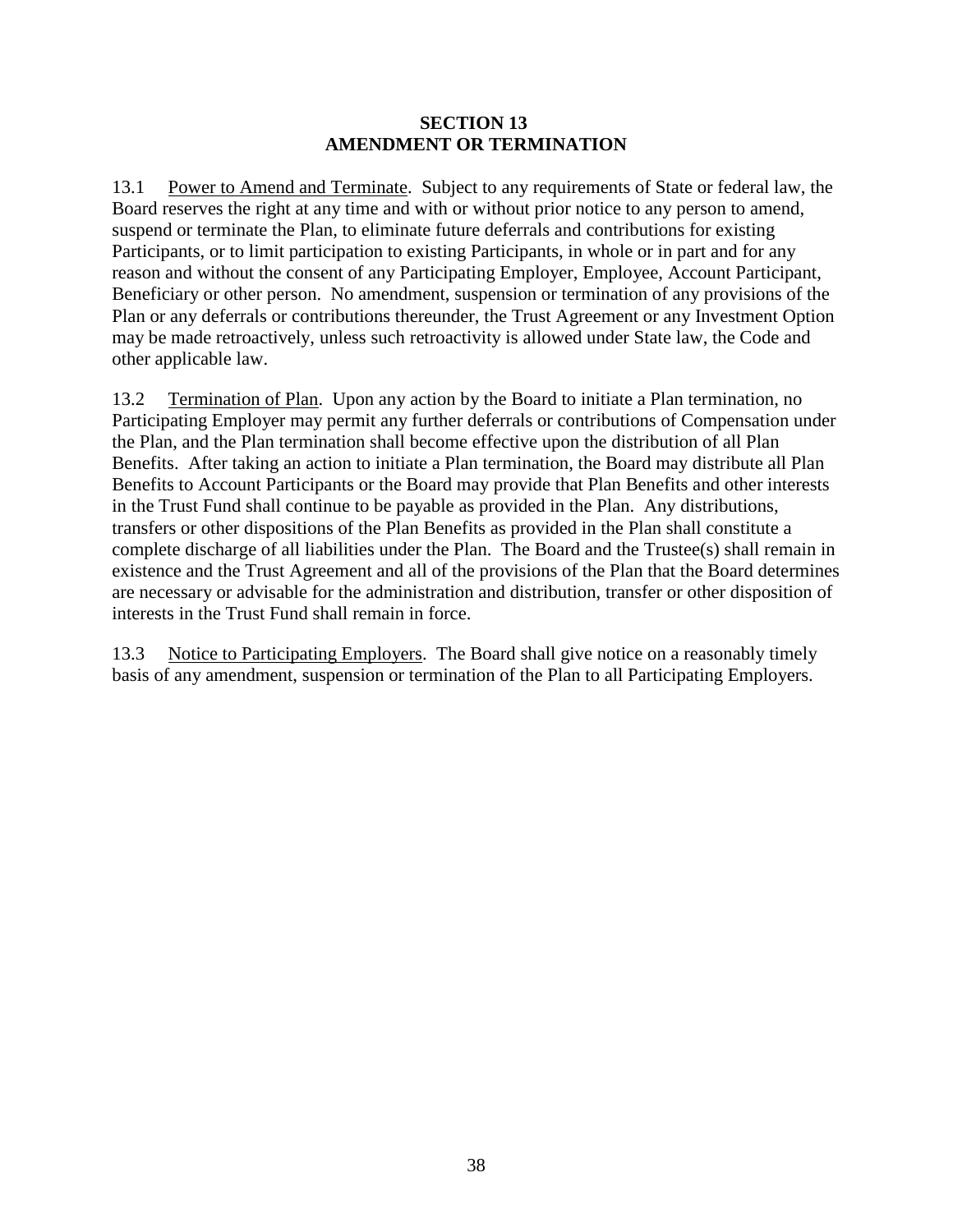## SECTION 13
## AMENDMENT OR TERMINATION

13.1 Power to Amend and Terminate. Subject to any requirements of State or federal law, the Board reserves the right at any time and with or without prior notice to any person to amend, suspend or terminate the Plan, to eliminate future deferrals and contributions for existing Participants, or to limit participation to existing Participants, in whole or in part and for any reason and without the consent of any Participating Employer, Employee, Account Participant, Beneficiary or other person. No amendment, suspension or termination of any provisions of the Plan or any deferrals or contributions thereunder, the Trust Agreement or any Investment Option may be made retroactively, unless such retroactivity is allowed under State law, the Code and other applicable law.

13.2 Termination of Plan. Upon any action by the Board to initiate a Plan termination, no Participating Employer may permit any further deferrals or contributions of Compensation under the Plan, and the Plan termination shall become effective upon the distribution of all Plan Benefits. After taking an action to initiate a Plan termination, the Board may distribute all Plan Benefits to Account Participants or the Board may provide that Plan Benefits and other interests in the Trust Fund shall continue to be payable as provided in the Plan. Any distributions, transfers or other dispositions of the Plan Benefits as provided in the Plan shall constitute a complete discharge of all liabilities under the Plan. The Board and the Trustee(s) shall remain in existence and the Trust Agreement and all of the provisions of the Plan that the Board determines are necessary or advisable for the administration and distribution, transfer or other disposition of interests in the Trust Fund shall remain in force.

13.3 Notice to Participating Employers. The Board shall give notice on a reasonably timely basis of any amendment, suspension or termination of the Plan to all Participating Employers.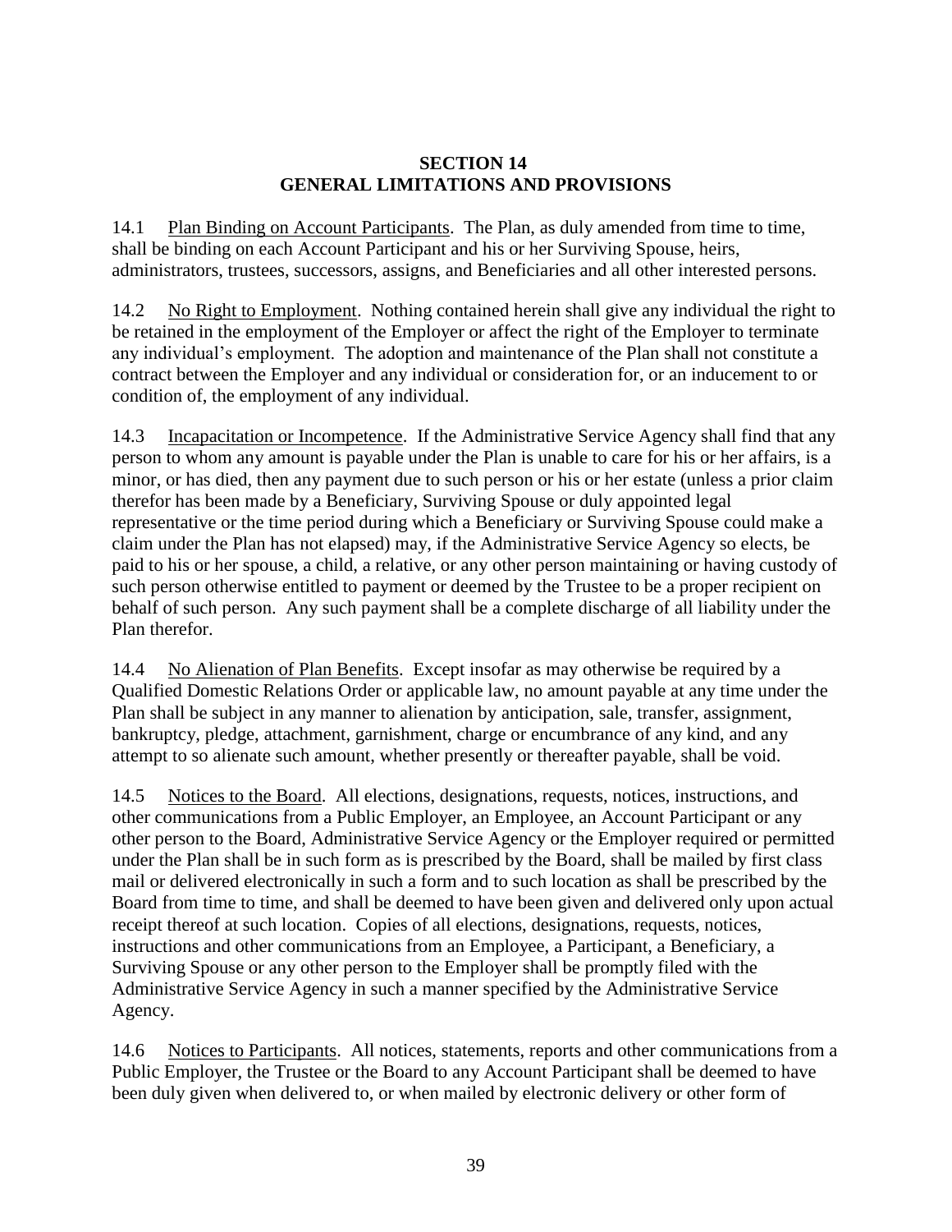## SECTION 14
## GENERAL LIMITATIONS AND PROVISIONS

14.1 Plan Binding on Account Participants. The Plan, as duly amended from time to time, shall be binding on each Account Participant and his or her Surviving Spouse, heirs, administrators, trustees, successors, assigns, and Beneficiaries and all other interested persons.

14.2 No Right to Employment. Nothing contained herein shall give any individual the right to be retained in the employment of the Employer or affect the right of the Employer to terminate any individual's employment. The adoption and maintenance of the Plan shall not constitute a contract between the Employer and any individual or consideration for, or an inducement to or condition of, the employment of any individual.

14.3 Incapacitation or Incompetence. If the Administrative Service Agency shall find that any person to whom any amount is payable under the Plan is unable to care for his or her affairs, is a minor, or has died, then any payment due to such person or his or her estate (unless a prior claim therefor has been made by a Beneficiary, Surviving Spouse or duly appointed legal representative or the time period during which a Beneficiary or Surviving Spouse could make a claim under the Plan has not elapsed) may, if the Administrative Service Agency so elects, be paid to his or her spouse, a child, a relative, or any other person maintaining or having custody of such person otherwise entitled to payment or deemed by the Trustee to be a proper recipient on behalf of such person. Any such payment shall be a complete discharge of all liability under the Plan therefor.

14.4 No Alienation of Plan Benefits. Except insofar as may otherwise be required by a Qualified Domestic Relations Order or applicable law, no amount payable at any time under the Plan shall be subject in any manner to alienation by anticipation, sale, transfer, assignment, bankruptcy, pledge, attachment, garnishment, charge or encumbrance of any kind, and any attempt to so alienate such amount, whether presently or thereafter payable, shall be void.

14.5 Notices to the Board. All elections, designations, requests, notices, instructions, and other communications from a Public Employer, an Employee, an Account Participant or any other person to the Board, Administrative Service Agency or the Employer required or permitted under the Plan shall be in such form as is prescribed by the Board, shall be mailed by first class mail or delivered electronically in such a form and to such location as shall be prescribed by the Board from time to time, and shall be deemed to have been given and delivered only upon actual receipt thereof at such location. Copies of all elections, designations, requests, notices, instructions and other communications from an Employee, a Participant, a Beneficiary, a Surviving Spouse or any other person to the Employer shall be promptly filed with the Administrative Service Agency in such a manner specified by the Administrative Service Agency.

14.6 Notices to Participants. All notices, statements, reports and other communications from a Public Employer, the Trustee or the Board to any Account Participant shall be deemed to have been duly given when delivered to, or when mailed by electronic delivery or other form of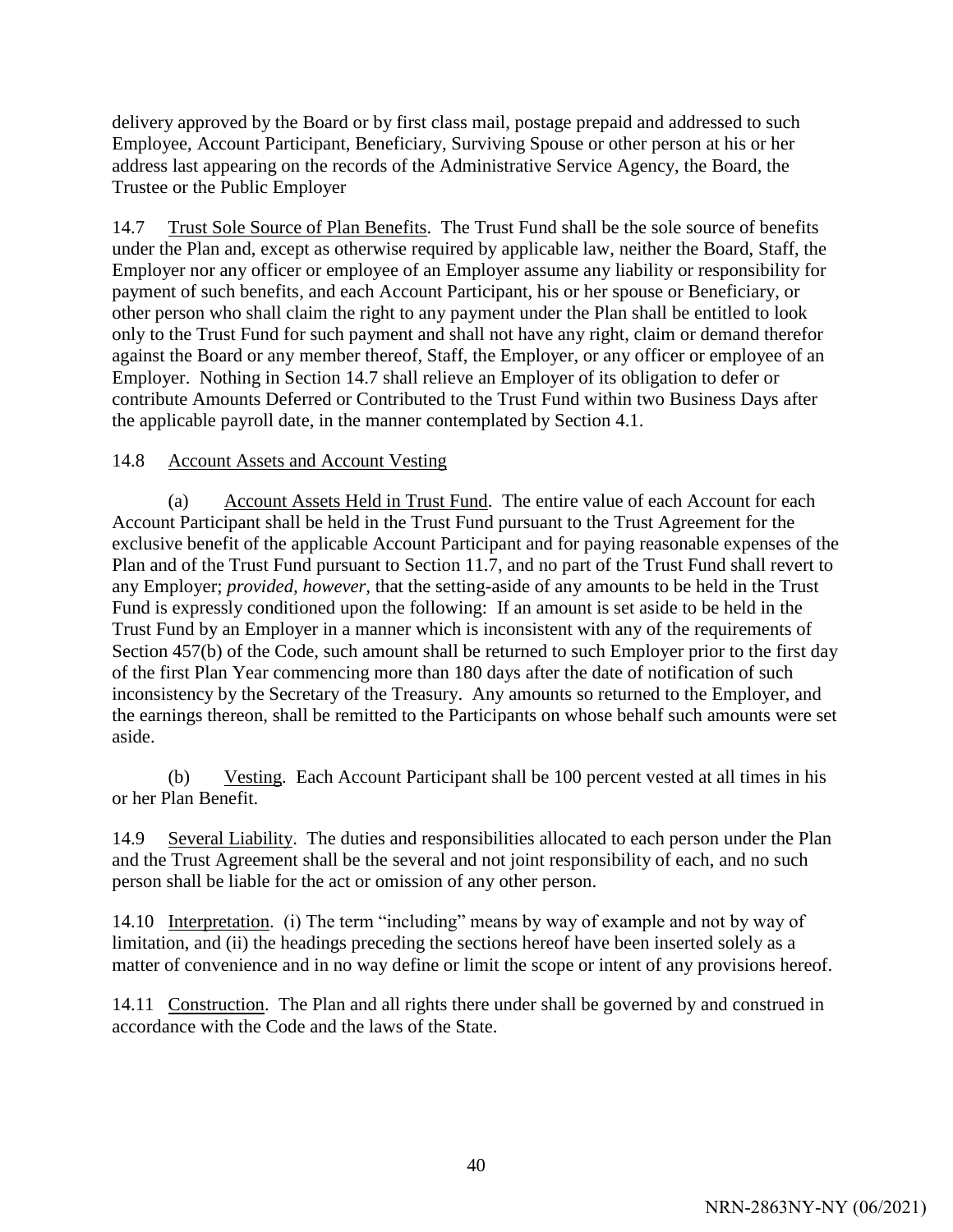delivery approved by the Board or by first class mail, postage prepaid and addressed to such Employee, Account Participant, Beneficiary, Surviving Spouse or other person at his or her address last appearing on the records of the Administrative Service Agency, the Board, the Trustee or the Public Employer

14.7 Trust Sole Source of Plan Benefits. The Trust Fund shall be the sole source of benefits under the Plan and, except as otherwise required by applicable law, neither the Board, Staff, the Employer nor any officer or employee of an Employer assume any liability or responsibility for payment of such benefits, and each Account Participant, his or her spouse or Beneficiary, or other person who shall claim the right to any payment under the Plan shall be entitled to look only to the Trust Fund for such payment and shall not have any right, claim or demand therefor against the Board or any member thereof, Staff, the Employer, or any officer or employee of an Employer. Nothing in Section 14.7 shall relieve an Employer of its obligation to defer or contribute Amounts Deferred or Contributed to the Trust Fund within two Business Days after the applicable payroll date, in the manner contemplated by Section 4.1.

14.8 Account Assets and Account Vesting

(a) Account Assets Held in Trust Fund. The entire value of each Account for each Account Participant shall be held in the Trust Fund pursuant to the Trust Agreement for the exclusive benefit of the applicable Account Participant and for paying reasonable expenses of the Plan and of the Trust Fund pursuant to Section 11.7, and no part of the Trust Fund shall revert to any Employer; *provided, however,* that the setting-aside of any amounts to be held in the Trust Fund is expressly conditioned upon the following: If an amount is set aside to be held in the Trust Fund by an Employer in a manner which is inconsistent with any of the requirements of Section 457(b) of the Code, such amount shall be returned to such Employer prior to the first day of the first Plan Year commencing more than 180 days after the date of notification of such inconsistency by the Secretary of the Treasury. Any amounts so returned to the Employer, and the earnings thereon, shall be remitted to the Participants on whose behalf such amounts were set aside.

(b) Vesting. Each Account Participant shall be 100 percent vested at all times in his or her Plan Benefit.

14.9 Several Liability. The duties and responsibilities allocated to each person under the Plan and the Trust Agreement shall be the several and not joint responsibility of each, and no such person shall be liable for the act or omission of any other person.

14.10 Interpretation. (i) The term "including" means by way of example and not by way of limitation, and (ii) the headings preceding the sections hereof have been inserted solely as a matter of convenience and in no way define or limit the scope or intent of any provisions hereof.

14.11 Construction. The Plan and all rights there under shall be governed by and construed in accordance with the Code and the laws of the State.